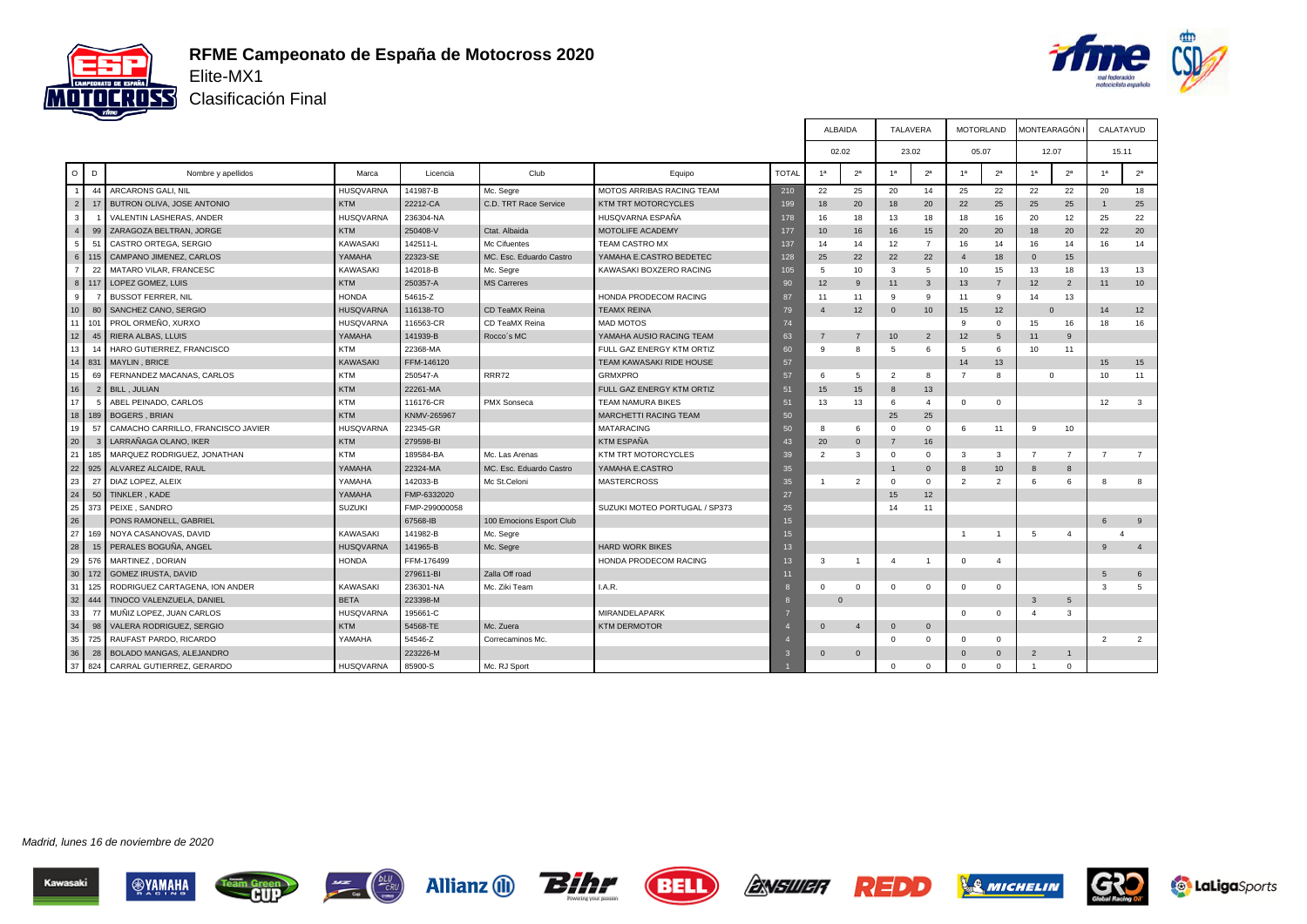# RFME Campeonato de España de Motocross 2020

Elite-MX1

Clasificación Final

| O | D | Nombre y apellidos | Marca | Licencia | Club | Equipo | TOTAL | ALBAIDA 02.02 | | TALAVERA 23.02 | | MOTORLAND 05.07 | | MONTEARAGÓN I 12.07 | | CALATAYUD 15.11 | |
|---|---|---|---|---|---|---|---|---|---|---|---|---|---|---|---|---|---|
| | | | | | | | | 1ª | 2ª | 1ª | 2ª | 1ª | 2ª | 1ª | 2ª | 1ª | 2ª |
| 1 | 44 | ARCARONS GALI, NIL | HUSQVARNA | 141987-B | Mc. Segre | MOTOS ARRIBAS RACING TEAM | 210 | 22 | 25 | 20 | 14 | 25 | 22 | 22 | 22 | 20 | 18 |
| 2 | 17 | BUTRON OLIVA, JOSE ANTONIO | KTM | 22212-CA | C.D. TRT Race Service | KTM TRT MOTORCYCLES | 199 | 18 | 20 | 18 | 20 | 22 | 25 | 25 | 25 | 1 | 25 |
| 3 | 1 | VALENTIN LASHERAS, ANDER | HUSQVARNA | 236304-NA | | HUSQVARNA ESPAÑA | 178 | 16 | 18 | 13 | 18 | 18 | 16 | 20 | 12 | 25 | 22 |
| 4 | 99 | ZARAGOZA BELTRAN, JORGE | KTM | 250408-V | Ctat. Albaida | MOTOLIFE ACADEMY | 177 | 10 | 16 | 16 | 15 | 20 | 20 | 18 | 20 | 22 | 20 |
| 5 | 51 | CASTRO ORTEGA, SERGIO | KAWASAKI | 142511-L | Mc Cifuentes | TEAM CASTRO MX | 137 | 14 | 14 | 12 | 7 | 16 | 14 | 16 | 14 | 16 | 14 |
| 6 | 115 | CAMPANO JIMENEZ, CARLOS | YAMAHA | 22323-SE | MC. Esc. Eduardo Castro | YAMAHA E.CASTRO BEDETEC | 128 | 25 | 22 | 22 | 22 | 4 | 18 | 0 | 15 | | |
| 7 | 22 | MATARO VILAR, FRANCESC | KAWASAKI | 142018-B | Mc. Segre | KAWASAKI BOXZERO RACING | 105 | 5 | 10 | 3 | 5 | 10 | 15 | 13 | 18 | 13 | 13 |
| 8 | 117 | LOPEZ GOMEZ, LUIS | KTM | 250357-A | MS Carreres | | 90 | 12 | 9 | 11 | 3 | 13 | 7 | 12 | 2 | 11 | 10 |
| 9 | 7 | BUSSOT FERRER, NIL | HONDA | 54615-Z | | HONDA PRODECOM RACING | 87 | 11 | 11 | 9 | 9 | 11 | 9 | 14 | 13 | | |
| 10 | 80 | SANCHEZ CANO, SERGIO | HUSQVARNA | 116138-TO | CD TeaMX Reina | TEAMX REINA | 79 | 4 | 12 | 0 | 10 | 15 | 12 | 0 | | 14 | 12 |
| 11 | 101 | PROL ORMEÑO, XURXO | HUSQVARNA | 116563-CR | CD TeaMX Reina | MAD MOTOS | 74 | | | | | 9 | 0 | 15 | 16 | 18 | 16 |
| 12 | 45 | RIERA ALBAS, LLUIS | YAMAHA | 141939-B | Rocco´s MC | YAMAHA AUSIO RACING TEAM | 63 | 7 | 7 | 10 | 2 | 12 | 5 | 11 | 9 | | |
| 13 | 14 | HARO GUTIERREZ, FRANCISCO | KTM | 22368-MA | | FULL GAZ ENERGY KTM ORTIZ | 60 | 9 | 8 | 5 | 6 | 5 | 6 | 10 | 11 | | |
| 14 | 831 | MAYLIN , BRICE | KAWASAKI | FFM-146120 | | TEAM KAWASAKI RIDE HOUSE | 57 | | | | | 14 | 13 | | | 15 | 15 |
| 15 | 69 | FERNANDEZ MACANAS, CARLOS | KTM | 250547-A | RRR72 | GRMXPRO | 57 | 6 | 5 | 2 | 8 | 7 | 8 | 0 | | 10 | 11 |
| 16 | 2 | BILL , JULIAN | KTM | 22261-MA | | FULL GAZ ENERGY KTM ORTIZ | 51 | 15 | 15 | 8 | 13 | | | | | | |
| 17 | 5 | ABEL PEINADO, CARLOS | KTM | 116176-CR | PMX Sonseca | TEAM NAMURA BIKES | 51 | 13 | 13 | 6 | 4 | 0 | 0 | | | 12 | 3 |
| 18 | 189 | BOGERS , BRIAN | KTM | KNMV-265967 | | MARCHETTI RACING TEAM | 50 | | | 25 | 25 | | | | | | |
| 19 | 57 | CAMACHO CARRILLO, FRANCISCO JAVIER | HUSQVARNA | 22345-GR | | MATARACING | 50 | 8 | 6 | 0 | 0 | 6 | 11 | 9 | 10 | | |
| 20 | 3 | LARRAÑAGA OLANO, IKER | KTM | 279598-BI | | KTM ESPAÑA | 43 | 20 | 0 | 7 | 16 | | | | | | |
| 21 | 185 | MARQUEZ RODRIGUEZ, JONATHAN | KTM | 189584-BA | Mc. Las Arenas | KTM TRT MOTORCYCLES | 39 | 2 | 3 | 0 | 0 | 3 | 3 | 7 | 7 | 7 | 7 |
| 22 | 925 | ALVAREZ ALCAIDE, RAUL | YAMAHA | 22324-MA | MC. Esc. Eduardo Castro | YAMAHA E.CASTRO | 35 | | | 1 | 0 | 8 | 10 | 8 | 8 | | |
| 23 | 27 | DIAZ LOPEZ, ALEIX | YAMAHA | 142033-B | Mc St.Celoni | MASTERCROSS | 35 | 1 | 2 | 0 | 0 | 2 | 2 | 6 | 6 | 8 | 8 |
| 24 | 50 | TINKLER , KADE | YAMAHA | FMP-6332020 | | | 27 | | | 15 | 12 | | | | | | |
| 25 | 373 | PEIXE , SANDRO | SUZUKI | FMP-299000058 | | SUZUKI MOTEO PORTUGAL / SP373 | 25 | | | 14 | 11 | | | | | | |
| 26 | | PONS RAMONELL, GABRIEL | | 67568-IB | 100 Emocions Esport Club | | 15 | | | | | | | | | 6 | 9 |
| 27 | 169 | NOYA CASANOVAS, DAVID | KAWASAKI | 141982-B | Mc. Segre | | 15 | | | | | 1 | 1 | 5 | 4 | 4 | |
| 28 | 15 | PERALES BOGUÑA, ANGEL | HUSQVARNA | 141965-B | Mc. Segre | HARD WORK BIKES | 13 | | | | | | | | | 9 | 4 |
| 29 | 576 | MARTINEZ , DORIAN | HONDA | FFM-176499 | | HONDA PRODECOM RACING | 13 | 3 | 1 | 4 | 1 | 0 | 4 | | | | |
| 30 | 172 | GOMEZ IRUSTA, DAVID | | 279611-BI | Zalla Off road | | 11 | | | | | | | | | 5 | 6 |
| 31 | 125 | RODRIGUEZ CARTAGENA, ION ANDER | KAWASAKI | 236301-NA | Mc. Ziki Team | I.A.R. | 8 | 0 | 0 | 0 | 0 | 0 | 0 | | | 3 | 5 |
| 32 | 444 | TINOCO VALENZUELA, DANIEL | BETA | 223398-M | | | 8 | 0 | | | | | | 3 | 5 | | |
| 33 | 77 | MUÑIZ LOPEZ, JUAN CARLOS | HUSQVARNA | 195661-C | | MIRANDELAPARK | 7 | | | | | 0 | 0 | 4 | 3 | | |
| 34 | 98 | VALERA RODRIGUEZ, SERGIO | KTM | 54568-TE | Mc. Zuera | KTM DERMOTOR | 4 | 0 | 4 | 0 | 0 | | | | | | |
| 35 | 725 | RAUFAST PARDO, RICARDO | YAMAHA | 54546-Z | Correcaminos Mc. | | 4 | | | 0 | 0 | 0 | 0 | | | 2 | 2 |
| 36 | 28 | BOLADO MANGAS, ALEJANDRO | | 223226-M | | | 3 | 0 | 0 | | | 0 | 0 | 2 | 1 | | |
| 37 | 824 | CARRAL GUTIERREZ, GERARDO | HUSQVARNA | 85900-S | Mc. RJ Sport | | 1 | | | 0 | 0 | 0 | 0 | 1 | 0 | | |

*Madrid, lunes 16 de noviembre de 2020*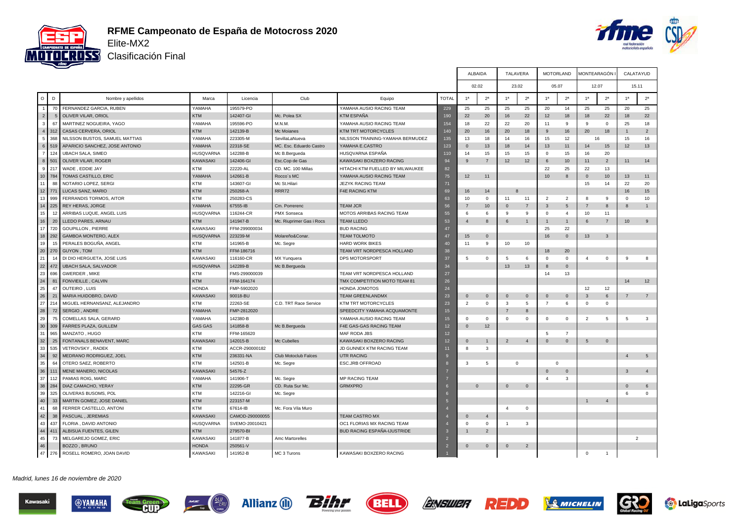# RFME Campeonato de España de Motocross 2020

## Elite-MX2

## Clasificación Final

| O | D | Nombre y apellidos | Marca | Licencia | Club | Equipo | TOTAL | ALBAIDA | | TALAVERA | | MOTORLAND | | MONTEARAGÓN I | | CALATAYUD | |
|---|---|---|---|---|---|---|---|---|---|---|---|---|---|---|---|---|---|
| | | | | | | | | 02.02 | | 23.02 | | 05.07 | | 12.07 | | 15.11 | |
| | | | | | | | | 1ª | 2ª | 1ª | 2ª | 1ª | 2ª | 1ª | 2ª | 1ª | 2ª |
| 1 | 70 | FERNANDEZ GARCIA, RUBEN | YAMAHA | 195579-PO | | YAMAHA AUSIO RACING TEAM | 229 | 25 | 25 | 25 | 25 | 20 | 14 | 25 | 25 | 20 | 25 |
| 2 | 5 | OLIVER VILAR, ORIOL | KTM | 142407-GI | Mc. Polea SX | KTM ESPAÑA | 190 | 22 | 20 | 16 | 22 | 12 | 18 | 18 | 22 | 18 | 22 |
| 3 | 67 | MARTINEZ NOGUEIRA, YAGO | YAMAHA | 195596-PO | M.N.M. | YAMAHA AUSIO RACING TEAM | 154 | 18 | 22 | 22 | 20 | 11 | 9 | 9 | 0 | 25 | 18 |
| 4 | 312 | CASAS CERVERA, ORIOL | KTM | 142139-B | Mc Moianes | KTM TRT MOTORCYCLES | 140 | 20 | 16 | 20 | 18 | 9 | 16 | 20 | 18 | 1 | 2 |
| 5 | 368 | NILSSON BUSTOS, SAMUEL MATTIAS | YAMAHA | 223305-M | SevillaLaNueva | NILSSON TRAINING-YAMAHA BERMUDEZ | 135 | 13 | 18 | 14 | 16 | 15 | 12 | 16 | | 15 | 16 |
| 6 | 519 | APARICIO SANCHEZ, JOSE ANTONIO | YAMAHA | 22318-SE | MC. Esc. Eduardo Castro | YAMAHA E.CASTRO | 123 | 0 | 13 | 18 | 14 | 13 | 11 | 14 | 15 | 12 | 13 |
| 7 | 124 | UBACH SALA, SIMEO | HUSQVARNA | 142288-B | Mc B.Bergueda | HUSQVARNA ESPAÑA | 110 | 14 | 15 | 15 | 15 | 0 | 15 | 16 | 20 | | |
| 8 | 501 | OLIVER VILAR, ROGER | KAWASAKI | 142406-GI | Esc.Cop de Gas | KAWASAKI BOXZERO RACING | 94 | 9 | 7 | 12 | 12 | 6 | 10 | 11 | 2 | 11 | 14 |
| 9 | 217 | WADE , EDDIE JAY | KTM | 22220-AL | CD. MC. 100 Millas | HITACHI KTM FUELLED BY MILWAUKEE | 82 | | | | | 22 | 25 | 22 | 13 | | |
| 10 | 784 | TOMAS CASTILLO, ERIC | YAMAHA | 142661-B | Rocco´s MC | YAMAHA AUSIO RACING TEAM | 75 | 12 | 11 | | | 10 | 8 | 0 | 10 | 13 | 11 |
| 11 | 88 | NOTARIO LOPEZ, SERGI | KTM | 143607-GI | Mc St.Hilari | JEZYK RACING TEAM | 71 | | | | | | | 15 | 14 | 22 | 20 |
| 12 | 771 | LUCAS SANZ, MARIO | KTM | 250268-A | RRR72 | F4E RACING KTM | 69 | 16 | 14 | 8 | | | | | | 16 | 15 |
| 13 | 999 | FERRANDIS TORMOS, AITOR | KTM | 250283-CS | | | 63 | 10 | 0 | 11 | 11 | 2 | 2 | 8 | 9 | 0 | 10 |
| 14 | 225 | REY HERAS, JORGE | YAMAHA | 67555-IB | Cm. Porrerenc | TEAM JCR | 56 | 7 | 10 | 0 | 7 | 3 | 5 | 7 | 8 | 8 | 1 |
| 15 | 12 | ARRIBAS LUQUE, ANGEL LUIS | HUSQVARNA | 116244-CR | PMX Sonseca | MOTOS ARRIBAS RACING TEAM | 55 | 6 | 6 | 9 | 9 | 0 | 4 | 10 | 11 | | |
| 16 | 20 | LLEDO PARES, ARNAU | KTM | 141947-B | Mc. Riuprimer Gas i Rocs | TEAM LLEDO | 53 | 4 | 8 | 6 | 1 | 1 | 1 | 6 | 7 | 10 | 9 |
| 17 | 720 | GOUPILLON , PIERRE | KAWASAKI | FFM-299000034 | | BUD RACING | 47 | | | | | 25 | 22 | | | | |
| 18 | 292 | GAMBOA MONTERO, ALEX | HUSQVARNA | 223239-M | Molareño&Conar. | TEAM TOLMOTO | 47 | 15 | 0 | | | 16 | 0 | 13 | 3 | | |
| 19 | 15 | PERALES BOGUÑA, ANGEL | KTM | 141965-B | Mc. Segre | HARD WORK BIKES | 40 | 11 | 9 | 10 | 10 | | | | | | |
| 20 | 270 | GUYON , TOM | KTM | FFM-186716 | | TEAM VRT NORDPESCA HOLLAND | 38 | | | | | 18 | 20 | | | | |
| 21 | 14 | DI DIO HERGUETA, JOSE LUIS | KAWASAKI | 116160-CR | MX Yunquera | DPS MOTORSPORT | 37 | 5 | 0 | 5 | 6 | 0 | 0 | 4 | 0 | 9 | 8 |
| 22 | 472 | UBACH SALA, SALVADOR | HUSQVARNA | 142289-B | Mc B.Bergueda | | 34 | | | 13 | 13 | 8 | 0 | | | | |
| 23 | 696 | GWERDER , MIKE | KTM | FMS-299000039 | | TEAM VRT NORDPESCA HOLLAND | 27 | | | | | 14 | 13 | | | | |
| 24 | 81 | FONVIEILLE , CALVIN | KTM | FFM-164174 | | TMX COMPETITION MOTO TEAM 81 | 26 | | | | | | | | | 14 | 12 |
| 25 | 47 | OUTEIRO , LUIS | HONDA | FMP-5902020 | | HONDA JOMOTOS | 24 | | | | | | | 12 | 12 | | |
| 26 | 21 | MARIA HUIDOBRO, DAVID | KAWASAKI | 90018-BU | | TEAM GREENLANDMX | 23 | 0 | 0 | 0 | 0 | 0 | 0 | 3 | 6 | 7 | 7 |
| 27 | 214 | MIGUEL HERNANSANZ, ALEJANDRO | KTM | 22263-SE | C.D. TRT Race Service | KTM TRT MOTORCYCLES | 23 | 2 | 0 | 3 | 5 | 7 | 6 | 0 | 0 | | |
| 28 | 72 | SERGIO , ANDRE | YAMAHA | FMP-2812020 | | SPEEDCITY YAMAHA ACQUAMONTE | 15 | | | 7 | 8 | | | | | | |
| 29 | 75 | COMELLAS SALA, GERARD | YAMAHA | 142380-B | | YAMAHA AUSIO RACING TEAM | 15 | 0 | 0 | 0 | 0 | 0 | 0 | 2 | 5 | 5 | 3 |
| 30 | 309 | FARRES PLAZA, GUILLEM | GAS GAS | 141858-B | Mc B.Bergueda | F4E GAS-GAS RACING TEAM | 12 | 0 | 12 | | | | | | | | |
| 31 | 965 | MANZATO , HUGO | KTM | FFM-165620 | | MAF RODA JBS | 12 | | | | | 5 | 7 | | | | |
| 32 | 25 | FONTANALS BENAVENT, MARC | KAWASAKI | 142015-B | Mc Cubelles | KAWASAKI BOXZERO RACING | 12 | 0 | 1 | 2 | 4 | 0 | 0 | 5 | 0 | | |
| 33 | 535 | VETROVSKY , RADEK | KTM | ACCR-290000182 | | JD GUNNEX KTM RACING TEAM | 11 | 8 | 3 | | | | | | | | |
| 34 | 92 | MEDRANO RODRIGUEZ, JOEL | KTM | 236331-NA | Club Motoclub Falces | UTR RACING | 9 | | | | | | | | | 4 | 5 |
| 35 | 64 | OTERO SAEZ, ROBERTO | KTM | 142501-B | Mc. Segre | ESC.JRB OFFROAD | 8 | 3 | 5 | 0 | | 0 | | | | | |
| 36 | 111 | MENE MANERO, NICOLAS | KAWASAKI | 54576-Z | | | 7 | | | | | 0 | 0 | | | 3 | 4 |
| 37 | 112 | PAMIAS ROIG, MARC | YAMAHA | 141906-T | Mc. Segre | MP RACING TEAM | 7 | | | | | 4 | 3 | | | | |
| 38 | 284 | DIAZ CAMACHO, YERAY | KTM | 22295-GR | CD. Ruta Sur Mc. | GRMXPRO | 6 | 0 | | 0 | 0 | | | | | 0 | 6 |
| 39 | 325 | OLIVERAS BUSOMS, POL | KTM | 142216-GI | Mc. Segre | | 6 | | | | | | | | | 6 | 0 |
| 40 | 33 | MARTIN GOMEZ, JOSE DANIEL | KTM | 223157-M | | | 5 | | | | | | | 1 | 4 | | |
| 41 | 68 | FERRER CASTELLO, ANTONI | KTM | 67614-IB | Mc. Fora Vila Muro | | 4 | | | 4 | 0 | | | | | | |
| 42 | 38 | PASCUAL , JEREMIAS | KAWASAKI | CAMOD-290000055 | | TEAM CASTRO MX | 4 | 0 | 4 | | | | | | | | |
| 43 | 437 | FLORIA , DAVID ANTONIO | HUSQVARNA | SVEMO-20010421 | | OC1 FLORIAS MX RACING TEAM | 4 | 0 | 0 | 1 | 3 | | | | | | |
| 44 | 411 | ALBISUA FUENTES, GILEN | KTM | 279570-BI | | BUD RACING ESPAÑA-IJUSTRIDE | 3 | 1 | 2 | | | | | | | | |
| 45 | 73 | MELGAREJO GOMEZ, ERIC | KAWASAKI | 141877-B | Amc Martorelles | | 2 | | | | | | | | | 2 | |
| 46 | | BOZZO , BRUNO | HONDA | 250561-V | | | 2 | 0 | 0 | 0 | 2 | | | | | | |
| 47 | 276 | ROSELL ROMERO, JOAN DAVID | KAWASAKI | 141952-B | MC 3 Turons | KAWASAKI BOXZERO RACING | 1 | | | | | | | 0 | 1 | | |

*Madrid, lunes 16 de noviembre de 2020*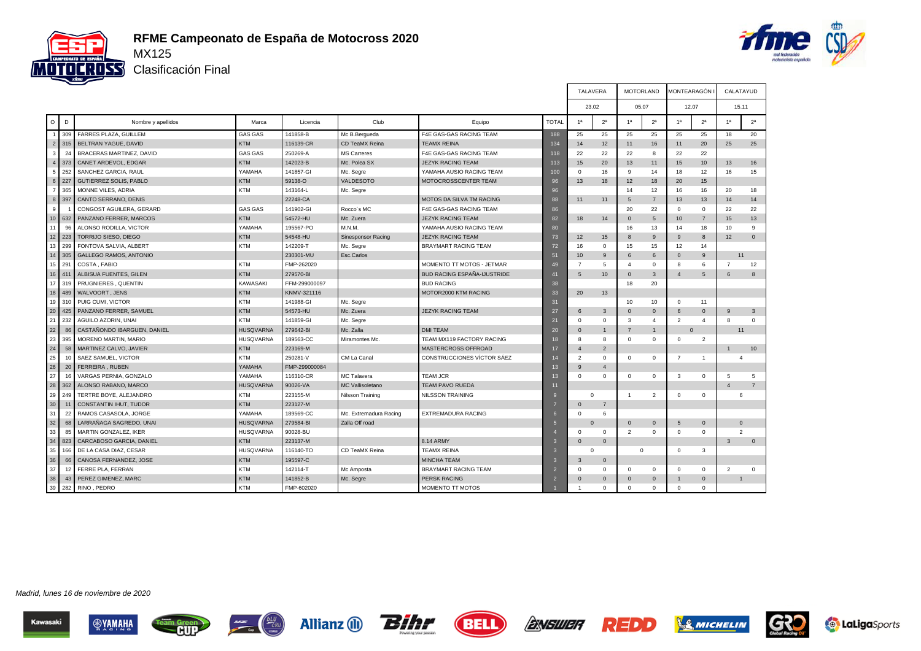# RFME Campeonato de España de Motocross 2020

## MX125

## Clasificación Final

| O | D | Nombre y apellidos | Marca | Licencia | Club | Equipo | TOTAL | TALAVERA 23.02 | | MOTORLAND 05.07 | | MONTEARAGÓN I 12.07 | | CALATAYUD 15.11 | |
|---|---|---|---|---|---|---|---|---|---|---|---|---|---|---|---|
| | | | | | | | | 1ª | 2ª | 1ª | 2ª | 1ª | 2ª | 1ª | 2ª |
| 1 | 309 | FARRES PLAZA, GUILLEM | GAS GAS | 141858-B | Mc B.Bergueda | F4E GAS-GAS RACING TEAM | 188 | 25 | 25 | 25 | 25 | 25 | 25 | 18 | 20 |
| 2 | 315 | BELTRAN YAGUE, DAVID | KTM | 116139-CR | CD TeaMX Reina | TEAMX REINA | 134 | 14 | 12 | 11 | 16 | 11 | 20 | 25 | 25 |
| 3 | 24 | BRACERAS MARTINEZ, DAVID | GAS GAS | 250269-A | MS Carreres | F4E GAS-GAS RACING TEAM | 118 | 22 | 22 | 22 | 8 | 22 | 22 | | |
| 4 | 373 | CANET ARDEVOL, EDGAR | KTM | 142023-B | Mc. Polea SX | JEZYK RACING TEAM | 113 | 15 | 20 | 13 | 11 | 15 | 10 | 13 | 16 |
| 5 | 252 | SANCHEZ GARCIA, RAUL | YAMAHA | 141857-GI | Mc. Segre | YAMAHA AUSIO RACING TEAM | 100 | 0 | 16 | 9 | 14 | 18 | 12 | 16 | 15 |
| 6 | 227 | GUTIERREZ SOLIS, PABLO | KTM | 59138-O | VALDESOTO | MOTOCROSSCENTER TEAM | 96 | 13 | 18 | 12 | 18 | 20 | 15 | | |
| 7 | 365 | MONNE VILES, ADRIA | KTM | 143164-L | Mc. Segre | | 96 | | | 14 | 12 | 16 | 16 | 20 | 18 |
| 8 | 397 | CANTO SERRANO, DENIS | | 22248-CA | | MOTOS DA SILVA TM RACING | 88 | 11 | 11 | 5 | 7 | 13 | 13 | 14 | 14 |
| 9 | 1 | CONGOST AGUILERA, GERARD | GAS GAS | 141902-GI | Rocco´s MC | F4E GAS-GAS RACING TEAM | 86 | | | 20 | 22 | 0 | 0 | 22 | 22 |
| 10 | 632 | PANZANO FERRER, MARCOS | KTM | 54572-HU | Mc. Zuera | JEZYK RACING TEAM | 82 | 18 | 14 | 0 | 5 | 10 | 7 | 15 | 13 |
| 11 | 96 | ALONSO RODILLA, VICTOR | YAMAHA | 195567-PO | M.N.M. | YAMAHA AUSIO RACING TEAM | 80 | | | 16 | 13 | 14 | 18 | 10 | 9 |
| 12 | 223 | TORRIJO SIESO, DIEGO | KTM | 54548-HU | Sinesponsor Racing | JEZYK RACING TEAM | 73 | 12 | 15 | 8 | 9 | 9 | 8 | 12 | 0 |
| 13 | 299 | FONTOVA SALVIA, ALBERT | KTM | 142209-T | Mc. Segre | BRAYMART RACING TEAM | 72 | 16 | 0 | 15 | 15 | 12 | 14 | | |
| 14 | 305 | GALLEGO RAMOS, ANTONIO | | 230301-MU | Esc.Carlos | | 51 | 10 | 9 | 6 | 6 | 0 | 9 | 11 | |
| 15 | 291 | COSTA , FABIO | KTM | FMP-262020 | | MOMENTO TT MOTOS - JETMAR | 49 | 7 | 5 | 4 | 0 | 8 | 6 | 7 | 12 |
| 16 | 411 | ALBISUA FUENTES, GILEN | KTM | 279570-BI | | BUD RACING ESPAÑA-IJUSTRIDE | 41 | 5 | 10 | 0 | 3 | 4 | 5 | 6 | 8 |
| 17 | 319 | PRUGNIERES , QUENTIN | KAWASAKI | FFM-299000097 | | BUD RACING | 38 | | | 18 | 20 | | | | |
| 18 | 489 | WALVOORT , JENS | KTM | KNMV-321116 | | MOTOR2000 KTM RACING | 33 | 20 | 13 | | | | | | |
| 19 | 310 | PUIG CUMI, VICTOR | KTM | 141988-GI | Mc. Segre | | 31 | | | 10 | 10 | 0 | 11 | | |
| 20 | 425 | PANZANO FERRER, SAMUEL | KTM | 54573-HU | Mc. Zuera | JEZYK RACING TEAM | 27 | 6 | 3 | 0 | 0 | 6 | 0 | 9 | 3 |
| 21 | 232 | AGUILO AZORIN, UNAI | KTM | 141859-GI | Mc. Segre | | 21 | 0 | 0 | 3 | 4 | 2 | 4 | 8 | 0 |
| 22 | 86 | CASTAÑONDO IBARGUEN, DANIEL | HUSQVARNA | 279642-BI | Mc. Zalla | DMI TEAM | 20 | 0 | 1 | 7 | 1 | 0 | | 11 | |
| 23 | 395 | MORENO MARTIN, MARIO | HUSQVARNA | 189563-CC | Miramontes Mc. | TEAM MX119 FACTORY RACING | 18 | 8 | 8 | 0 | 0 | 0 | 2 | | |
| 24 | 58 | MARTINEZ CALVO, JAVIER | KTM | 223169-M | | MASTERCROSS OFFROAD | 17 | 4 | 2 | | | | | 1 | 10 |
| 25 | 10 | SAEZ SAMUEL, VICTOR | KTM | 250281-V | CM La Canal | CONSTRUCCIONES VÍCTOR SÁEZ | 14 | 2 | 0 | 0 | 0 | 7 | 1 | 4 | |
| 26 | 20 | FERREIRA , RUBEN | YAMAHA | FMP-299000084 | | | 13 | 9 | 4 | | | | | | |
| 27 | 16 | VARGAS PERNIA, GONZALO | YAMAHA | 116310-CR | MC Talavera | TEAM JCR | 13 | 0 | 0 | 0 | 0 | 3 | 0 | 5 | 5 |
| 28 | 362 | ALONSO RABANO, MARCO | HUSQVARNA | 90026-VA | MC Vallisoletano | TEAM PAVO RUEDA | 11 | | | | | | | 4 | 7 |
| 29 | 249 | TERTRE BOYE, ALEJANDRO | KTM | 223155-M | Nilsson Training | NILSSON TRAINING | 9 | 0 | | 1 | 2 | 0 | 0 | 6 | |
| 30 | 11 | CONSTANTIN IHUT, TUDOR | KTM | 223127-M | | | 7 | 0 | 7 | | | | | | |
| 31 | 22 | RAMOS CASASOLA, JORGE | YAMAHA | 189569-CC | Mc. Extremadura Racing | EXTREMADURA RACING | 6 | 0 | 6 | | | | | | |
| 32 | 68 | LARRAÑAGA SAGREDO, UNAI | HUSQVARNA | 279584-BI | Zalla Off road | | 5 | 0 | | 0 | 0 | 5 | 0 | 0 | |
| 33 | 85 | MARTIN GONZALEZ, IKER | HUSQVARNA | 90028-BU | | | 4 | 0 | 0 | 2 | 0 | 0 | 0 | 2 | |
| 34 | 823 | CARCABOSO GARCIA, DANIEL | KTM | 223137-M | | 8.14 ARMY | 3 | 0 | 0 | | | | | 3 | 0 |
| 35 | 166 | DE LA CASA DIAZ, CESAR | HUSQVARNA | 116140-TO | CD TeaMX Reina | TEAMX REINA | 3 | 0 | | 0 | | 0 | 3 | | |
| 36 | 66 | CANOSA FERNANDEZ, JOSE | KTM | 195597-C | | MINCHA TEAM | 3 | 3 | 0 | | | | | | |
| 37 | 12 | FERRE PLA, FERRAN | KTM | 142114-T | Mc Amposta | BRAYMART RACING TEAM | 2 | 0 | 0 | 0 | 0 | 0 | 0 | 2 | 0 |
| 38 | 43 | PEREZ GIMENEZ, MARC | KTM | 141852-B | Mc. Segre | PERSK RACING | 2 | 0 | 0 | 0 | 0 | 1 | 0 | 1 | |
| 39 | 282 | RINO , PEDRO | KTM | FMP-602020 | | MOMENTO TT MOTOS | 1 | 1 | 0 | 0 | 0 | 0 | 0 | | |

*Madrid, lunes 16 de noviembre de 2020*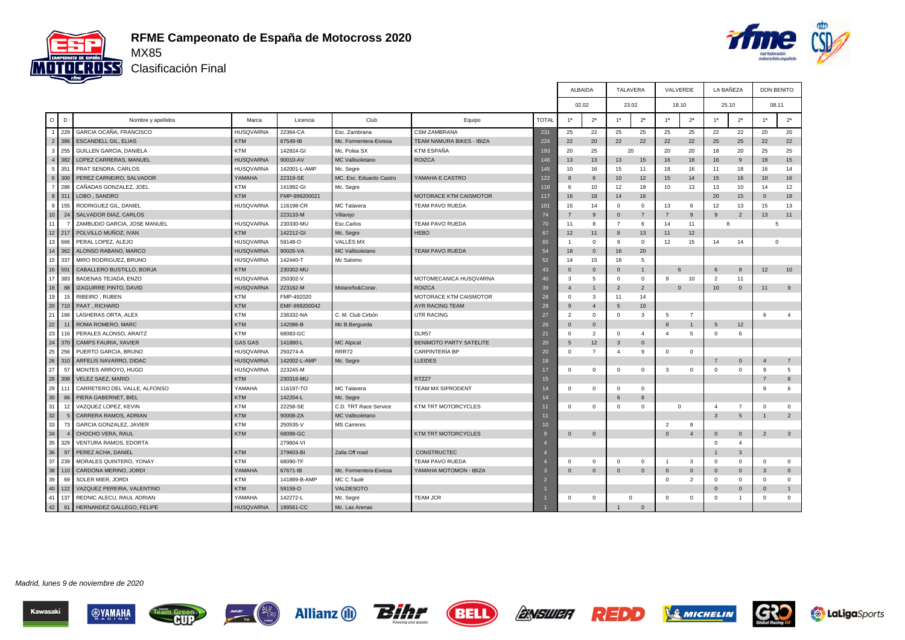# RFME Campeonato de España de Motocross 2020

## MX85

### Clasificación Final

| O | D | Nombre y apellidos | Marca | Licencia | Club | Equipo | TOTAL | ALBAIDA 02.02 | | TALAVERA 23.02 | | VALVERDE 18.10 | | LA BAÑEZA 25.10 | | DON BENITO 08.11 | |
|---|---|---|---|---|---|---|---|---|---|---|---|---|---|---|---|---|---|
| | | | | | | | | 1ª | 2ª | 1ª | 2ª | 1ª | 2ª | 1ª | 2ª | 1ª | 2ª |
| 1 | 229 | GARCIA OCAÑA, FRANCISCO | HUSQVARNA | 22364-CA | Esc. Zambrana | CSM ZAMBRANA | 231 | 25 | 22 | 25 | 25 | 25 | 25 | 22 | 22 | 20 | 20 |
| 2 | 386 | ESCANDELL GIL, ELIAS | KTM | 67549-IB | Mc. Formentera-Eivissa | TEAM NAMURA BIKES - IBIZA | 224 | 22 | 20 | 22 | 22 | 22 | 22 | 25 | 25 | 22 | 22 |
| 3 | 255 | GUILLEN GARCIA, DANIELA | KTM | 142824-GI | Mc. Polea SX | KTM ESPAÑA | 193 | 20 | 25 | 20 | | 20 | 20 | 18 | 20 | 25 | 25 |
| 4 | 382 | LOPEZ CARRERAS, MANUEL | HUSQVARNA | 90010-AV | MC Vallisoletano | ROIZCA | 146 | 13 | 13 | 13 | 15 | 16 | 18 | 16 | 9 | 18 | 15 |
| 5 | 351 | PRAT SENDRA, CARLOS | HUSQVARNA | 142001-L-AMP | Mc. Segre | | 145 | 10 | 16 | 15 | 11 | 18 | 16 | 11 | 18 | 16 | 14 |
| 6 | 300 | PEREZ CARNEIRO, SALVADOR | YAMAHA | 22319-SE | MC. Esc. Eduardo Castro | YAMAHA E.CASTRO | 122 | 8 | 6 | 10 | 12 | 15 | 14 | 15 | 16 | 10 | 16 |
| 7 | 286 | CAÑADAS GONZALEZ, JOEL | KTM | 141992-GI | Mc. Segre | | 118 | 6 | 10 | 12 | 18 | 10 | 13 | 13 | 10 | 14 | 12 |
| 8 | 311 | LOBO , SANDRO | KTM | FMP-999200021 | | MOTORACE KTM CAISMOTOR | 117 | 16 | 18 | 14 | 16 | | | 20 | 15 | 0 | 18 |
| 9 | 155 | RODRIGUEZ GIL, DANIEL | HUSQVARNA | 116198-CR | MC Talavera | TEAM PAVO RUEDA | 101 | 15 | 14 | 0 | 0 | 13 | 6 | 12 | 13 | 15 | 13 |
| 10 | 24 | SALVADOR DIAZ, CARLOS | | 223133-M | Villarejo | | 74 | 7 | 9 | 0 | 7 | 7 | 9 | 9 | 2 | 13 | 11 |
| 11 | 7 | ZAMBUDIO GARCIA, JOSE MANUEL | HUSQVARNA | 230330-MU | Esc.Carlos | TEAM PAVO RUEDA | 70 | 11 | 8 | 7 | 6 | 14 | 11 | 8 | | 5 | |
| 12 | 217 | POLVILLO MUÑOZ, IVAN | KTM | 142212-GI | Mc. Segre | HEBO | 67 | 12 | 11 | 8 | 13 | 11 | 12 | | | | |
| 13 | 666 | PERAL LOPEZ, ALEJO | HUSQVARNA | 59148-O | VALLÉS MX | | 65 | 1 | 0 | 9 | 0 | 12 | 15 | 14 | 14 | 0 | |
| 14 | 362 | ALONSO RABANO, MARCO | HUSQVARNA | 90026-VA | MC Vallisoletano | TEAM PAVO RUEDA | 54 | 18 | 0 | 16 | 20 | | | | | | |
| 15 | 337 | MIRO RODRIGUEZ, BRUNO | HUSQVARNA | 142440-T | Mc Salomo | | 52 | 14 | 15 | 18 | 5 | | | | | | |
| 16 | 501 | CABALLERO BUSTILLO, BORJA | KTM | 230302-MU | | | 43 | 0 | 0 | 0 | 1 | 6 | | 6 | 8 | 12 | 10 |
| 17 | 383 | BADENAS TEJADA, ENZO | HUSQVARNA | 250302-V | | MOTOMECANICA HUSQVARNA | 40 | 3 | 5 | 0 | 0 | 9 | 10 | 2 | 11 | | |
| 18 | 88 | IZAGUIRRE PINTO, DAVID | HUSQVARNA | 223162-M | Molareño&Conar. | ROIZCA | 39 | 4 | 1 | 2 | 2 | 0 | | 10 | 0 | 11 | 9 |
| 19 | 15 | RIBEIRO , RUBEN | KTM | FMP-492020 | | MOTORACE KTM CAISMOTOR | 28 | 0 | 3 | 11 | 14 | | | | | | |
| 20 | 710 | PAAT , RICHARD | KTM | EMF-999200042 | | AYR RACING TEAM | 28 | 9 | 4 | 5 | 10 | | | | | | |
| 21 | 166 | LASHERAS ORTA, ALEX | KTM | 236332-NA | C. M. Club Cirbón | UTR RACING | 27 | 2 | 0 | 0 | 3 | 5 | 7 | | | 6 | 4 |
| 22 | 11 | ROMA ROMERO, MARC | KTM | 142086-B | Mc B.Bergueda | | 26 | 0 | 0 | | | 8 | 1 | 5 | 12 | | |
| 23 | 116 | PERALES ALONSO, ARAITZ | KTM | 68083-GC | | DLR57 | 21 | 0 | 2 | 0 | 4 | 4 | 5 | 0 | 6 | | |
| 24 | 370 | CAMPS FAURIA, XAVIER | GAS GAS | 141880-L | MC Alpicat | BENIMOTO PARTY SATELITE | 20 | 5 | 12 | 3 | 0 | | | | | | |
| 25 | 256 | PUERTO GARCIA, BRUNO | HUSQVARNA | 250274-A | RRR72 | CARPINTERÍA BP | 20 | 0 | 7 | 4 | 9 | 0 | 0 | | | | |
| 26 | 310 | ARFELIS NAVARRO, DIDAC | HUSQVARNA | 142002-L-AMP | Mc. Segre | LLEIDES | 18 | | | | | | | 7 | 0 | 4 | 7 |
| 27 | 57 | MONTES ARROYO, HUGO | HUSQVARNA | 223245-M | | | 17 | 0 | 0 | 0 | 0 | 3 | 0 | 0 | 0 | 9 | 5 |
| 28 | 308 | VELEZ SAEZ, MARIO | KTM | 230316-MU | | RTZ27 | 15 | | | | | | | | | 7 | 8 |
| 29 | 111 | CARRETERO DEL VALLE, ALFONSO | YAMAHA | 116197-TO | MC Talavera | TEAM MX SIPRODENT | 14 | 0 | 0 | 0 | 0 | | | | | 8 | 6 |
| 30 | 66 | PIERA GABERNET, BIEL | KTM | 142204-L | Mc. Segre | | 14 | | | 6 | 8 | | | | | | |
| 31 | 12 | VAZQUEZ LOPEZ, KEVIN | KTM | 22258-SE | C.D. TRT Race Service | KTM TRT MOTORCYCLES | 11 | 0 | 0 | 0 | 0 | 0 | | 4 | 7 | 0 | 0 |
| 32 | 5 | CARRERA RAMOS, ADRIAN | KTM | 90008-ZA | MC Vallisoletano | | 11 | | | | | | | 3 | 5 | 1 | 2 |
| 33 | 73 | GARCIA GONZALEZ, JAVIER | KTM | 250535-V | MS Carreres | | 10 | | | | | 2 | 8 | | | | |
| 34 | 4 | CHOCHO VERA, RAUL | KTM | 68099-GC | | KTM TRT MOTORCYCLES | 9 | 0 | 0 | | | 0 | 4 | 0 | 0 | 2 | 3 |
| 35 | 329 | VENTURA RAMOS, EDORTA | | 279604-VI | | | 4 | | | | | | | 0 | 4 | | |
| 36 | 97 | PEREZ ACHA, DANIEL | KTM | 279603-BI | Zalla Off road | CONSTRUCTEC | 4 | | | | | | | 1 | 3 | | |
| 37 | 239 | MORALES QUINTERO, YONAY | KTM | 68090-TF | | TEAM PAVO RUEDA | 4 | 0 | 0 | 0 | 0 | 1 | 3 | 0 | 0 | 0 | 0 |
| 38 | 110 | CARDONA MERINO, JORDI | YAMAHA | 67671-IB | Mc. Formentera-Eivissa | YAMAHA MOTOMON - IBIZA | 3 | 0 | 0 | 0 | 0 | 0 | 0 | 0 | 0 | 3 | 0 |
| 39 | 69 | SOLER MIER, JORDI | KTM | 141889-B-AMP | MC C.Taulé | | 2 | | | | | 0 | 2 | 0 | 0 | 0 | 0 |
| 40 | 122 | VAZQUEZ PEREIRA, VALENTINO | KTM | 59159-O | VALDESOTO | | 1 | | | | | | | 0 | 0 | 0 | 1 |
| 41 | 137 | REDNIC ALECU, RAUL ADRIAN | YAMAHA | 142272-L | Mc. Segre | TEAM JCR | 1 | 0 | 0 | 0 | | 0 | 0 | 0 | 1 | 0 | 0 |
| 42 | 61 | HERNANDEZ GALLEGO, FELIPE | HUSQVARNA | 189561-CC | Mc. Las Arenas | | 1 | | | 1 | 0 | | | | | | |

*Madrid, lunes 9 de noviembre de 2020*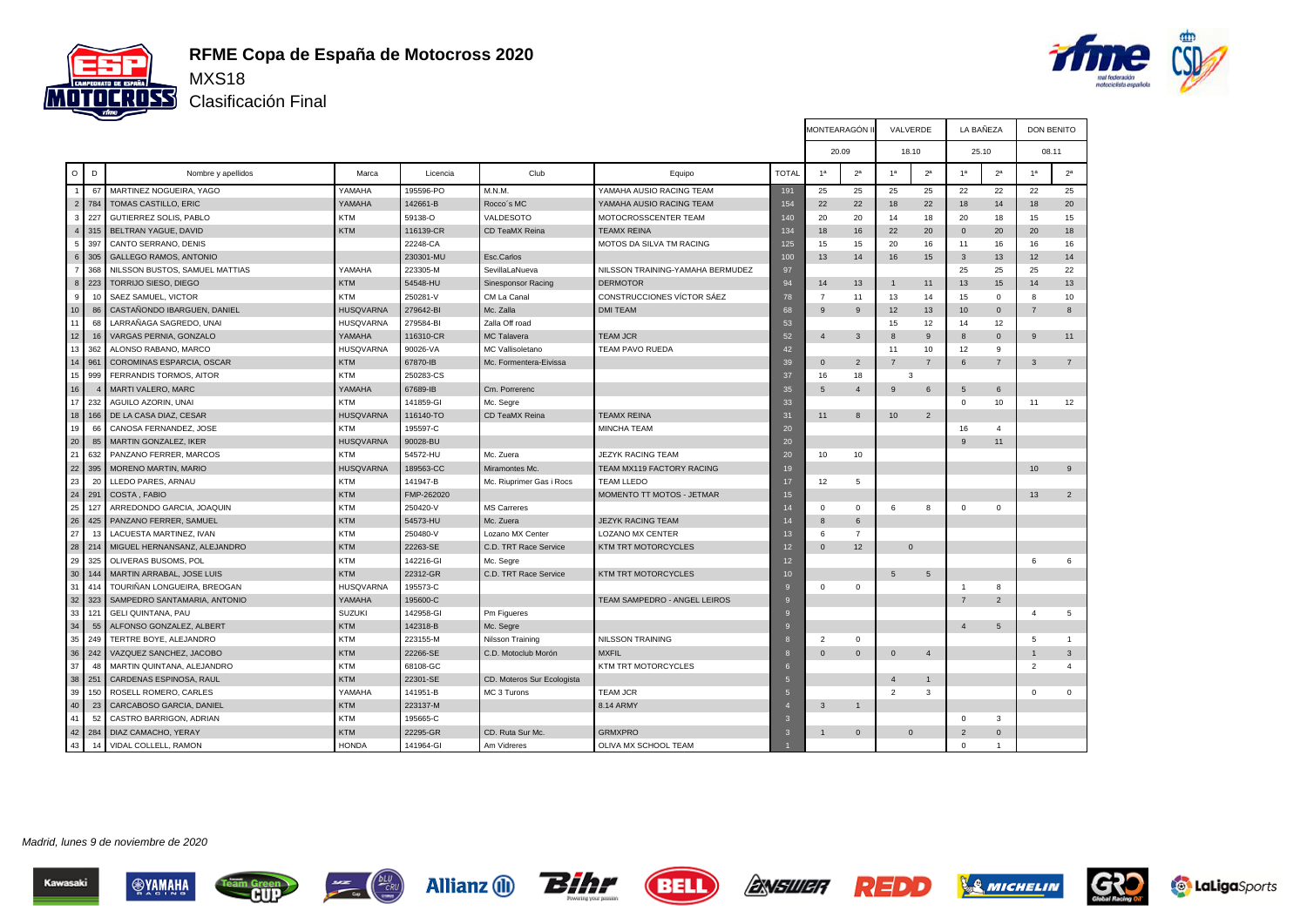# RFME Copa de España de Motocross 2020

MXS18

Clasificación Final

| O | D | Nombre y apellidos | Marca | Licencia | Club | Equipo | TOTAL | MONTEARAGÓN II | | VALVERDE | | LA BAÑEZA | | DON BENITO | |
|---|---|---|---|---|---|---|---|---|---|---|---|---|---|---|---|
| | | | | | | | | 20.09 | | 18.10 | | 25.10 | | 08.11 | |
| | | | | | | | | 1ª | 2ª | 1ª | 2ª | 1ª | 2ª | 1ª | 2ª |
| 1 | 67 | MARTINEZ NOGUEIRA, YAGO | YAMAHA | 195596-PO | M.N.M. | YAMAHA AUSIO RACING TEAM | 191 | 25 | 25 | 25 | 25 | 22 | 22 | 22 | 25 |
| 2 | 784 | TOMAS CASTILLO, ERIC | YAMAHA | 142661-B | Rocco´s MC | YAMAHA AUSIO RACING TEAM | 154 | 22 | 22 | 18 | 22 | 18 | 14 | 18 | 20 |
| 3 | 227 | GUTIERREZ SOLIS, PABLO | KTM | 59138-O | VALDESOTO | MOTOCROSSCENTER TEAM | 140 | 20 | 20 | 14 | 18 | 20 | 18 | 15 | 15 |
| 4 | 315 | BELTRAN YAGUE, DAVID | KTM | 116139-CR | CD TeaMX Reina | TEAMX REINA | 134 | 18 | 16 | 22 | 20 | 0 | 20 | 20 | 18 |
| 5 | 397 | CANTO SERRANO, DENIS | | 22248-CA | | MOTOS DA SILVA TM RACING | 125 | 15 | 15 | 20 | 16 | 11 | 16 | 16 | 16 |
| 6 | 305 | GALLEGO RAMOS, ANTONIO | | 230301-MU | Esc.Carlos | | 100 | 13 | 14 | 16 | 15 | 3 | 13 | 12 | 14 |
| 7 | 368 | NILSSON BUSTOS, SAMUEL MATTIAS | YAMAHA | 223305-M | SevillaLaNueva | NILSSON TRAINING-YAMAHA BERMUDEZ | 97 | | | | | 25 | 25 | 25 | 22 |
| 8 | 223 | TORRIJO SIESO, DIEGO | KTM | 54548-HU | Sinesponsor Racing | DERMOTOR | 94 | 14 | 13 | 1 | 11 | 13 | 15 | 14 | 13 |
| 9 | 10 | SAEZ SAMUEL, VICTOR | KTM | 250281-V | CM La Canal | CONSTRUCCIONES VÍCTOR SÁEZ | 78 | 7 | 11 | 13 | 14 | 15 | 0 | 8 | 10 |
| 10 | 86 | CASTAÑONDO IBARGUEN, DANIEL | HUSQVARNA | 279642-BI | Mc. Zalla | DMI TEAM | 68 | 9 | 9 | 12 | 13 | 10 | 0 | 7 | 8 |
| 11 | 68 | LARRAÑAGA SAGREDO, UNAI | HUSQVARNA | 279584-BI | Zalla Off road | | 53 | | | 15 | 12 | 14 | 12 | | |
| 12 | 16 | VARGAS PERNIA, GONZALO | YAMAHA | 116310-CR | MC Talavera | TEAM JCR | 52 | 4 | 3 | 8 | 9 | 8 | 0 | 9 | 11 |
| 13 | 362 | ALONSO RABANO, MARCO | HUSQVARNA | 90026-VA | MC Vallisoletano | TEAM PAVO RUEDA | 42 | | | 11 | 10 | 12 | 9 | | |
| 14 | 961 | COROMINAS ESPARCIA, OSCAR | KTM | 67870-IB | Mc. Formentera-Eivissa | | 39 | 0 | 2 | 7 | 7 | 6 | 7 | 3 | 7 |
| 15 | 999 | FERRANDIS TORMOS, AITOR | KTM | 250283-CS | | | 37 | 16 | 18 | 3 | | | | | |
| 16 | 4 | MARTI VALERO, MARC | YAMAHA | 67689-IB | Cm. Porrerenc | | 35 | 5 | 4 | 9 | 6 | 5 | 6 | | |
| 17 | 232 | AGUILO AZORIN, UNAI | KTM | 141859-GI | Mc. Segre | | 33 | | | | | 0 | 10 | 11 | 12 |
| 18 | 166 | DE LA CASA DIAZ, CESAR | HUSQVARNA | 116140-TO | CD TeaMX Reina | TEAMX REINA | 31 | 11 | 8 | 10 | 2 | | | | |
| 19 | 66 | CANOSA FERNANDEZ, JOSE | KTM | 195597-C | | MINCHA TEAM | 20 | | | | | 16 | 4 | | |
| 20 | 85 | MARTIN GONZALEZ, IKER | HUSQVARNA | 90028-BU | | | 20 | | | | | 9 | 11 | | |
| 21 | 632 | PANZANO FERRER, MARCOS | KTM | 54572-HU | Mc. Zuera | JEZYK RACING TEAM | 20 | 10 | 10 | | | | | | |
| 22 | 395 | MORENO MARTIN, MARIO | HUSQVARNA | 189563-CC | Miramontes Mc. | TEAM MX119 FACTORY RACING | 19 | | | | | | | 10 | 9 |
| 23 | 20 | LLEDO PARES, ARNAU | KTM | 141947-B | Mc. Riuprimer Gas i Rocs | TEAM LLEDO | 17 | 12 | 5 | | | | | | |
| 24 | 291 | COSTA , FABIO | KTM | FMP-262020 | | MOMENTO TT MOTOS - JETMAR | 15 | | | | | | | 13 | 2 |
| 25 | 127 | ARREDONDO GARCIA, JOAQUIN | KTM | 250420-V | MS Carreres | | 14 | 0 | 0 | 6 | 8 | 0 | 0 | | |
| 26 | 425 | PANZANO FERRER, SAMUEL | KTM | 54573-HU | Mc. Zuera | JEZYK RACING TEAM | 14 | 8 | 6 | | | | | | |
| 27 | 13 | LACUESTA MARTINEZ, IVAN | KTM | 250480-V | Lozano MX Center | LOZANO MX CENTER | 13 | 6 | 7 | | | | | | |
| 28 | 214 | MIGUEL HERNANSANZ, ALEJANDRO | KTM | 22263-SE | C.D. TRT Race Service | KTM TRT MOTORCYCLES | 12 | 0 | 12 | 0 | | | | | |
| 29 | 325 | OLIVERAS BUSOMS, POL | KTM | 142216-GI | Mc. Segre | | 12 | | | | | | | 6 | 6 |
| 30 | 144 | MARTIN ARRABAL, JOSE LUIS | KTM | 22312-GR | C.D. TRT Race Service | KTM TRT MOTORCYCLES | 10 | | | 5 | 5 | | | | |
| 31 | 414 | TOURIÑAN LONGUEIRA, BREOGAN | HUSQVARNA | 195573-C | | | 9 | 0 | 0 | | | 1 | 8 | | |
| 32 | 323 | SAMPEDRO SANTAMARIA, ANTONIO | YAMAHA | 195600-C | | TEAM SAMPEDRO - ANGEL LEIROS | 9 | | | | | 7 | 2 | | |
| 33 | 121 | GELI QUINTANA, PAU | SUZUKI | 142958-GI | Pm Figueres | | 9 | | | | | | | 4 | 5 |
| 34 | 55 | ALFONSO GONZALEZ, ALBERT | KTM | 142318-B | Mc. Segre | | 9 | | | | | 4 | 5 | | |
| 35 | 249 | TERTRE BOYE, ALEJANDRO | KTM | 223155-M | Nilsson Training | NILSSON TRAINING | 8 | 2 | 0 | | | | | 5 | 1 |
| 36 | 242 | VAZQUEZ SANCHEZ, JACOBO | KTM | 22266-SE | C.D. Motoclub Morón | MXFIL | 8 | 0 | 0 | 0 | 4 | | | 1 | 3 |
| 37 | 48 | MARTIN QUINTANA, ALEJANDRO | KTM | 68108-GC | | KTM TRT MOTORCYCLES | 6 | | | | | | | 2 | 4 |
| 38 | 251 | CARDENAS ESPINOSA, RAUL | KTM | 22301-SE | CD. Moteros Sur Ecologista | | 5 | | | 4 | 1 | | | | |
| 39 | 150 | ROSELL ROMERO, CARLES | YAMAHA | 141951-B | MC 3 Turons | TEAM JCR | 5 | | | 2 | 3 | | | 0 | 0 |
| 40 | 23 | CARCABOSO GARCIA, DANIEL | KTM | 223137-M | | 8.14 ARMY | 4 | 3 | 1 | | | | | | |
| 41 | 52 | CASTRO BARRIGON, ADRIAN | KTM | 195665-C | | | 3 | | | | | 0 | 3 | | |
| 42 | 284 | DIAZ CAMACHO, YERAY | KTM | 22295-GR | CD. Ruta Sur Mc. | GRMXPRO | 3 | 1 | 0 | 0 | | 2 | 0 | | |
| 43 | 14 | VIDAL COLLELL, RAMON | HONDA | 141964-GI | Am Vidreres | OLIVA MX SCHOOL TEAM | 1 | | | | | 0 | 1 | | |

*Madrid, lunes 9 de noviembre de 2020*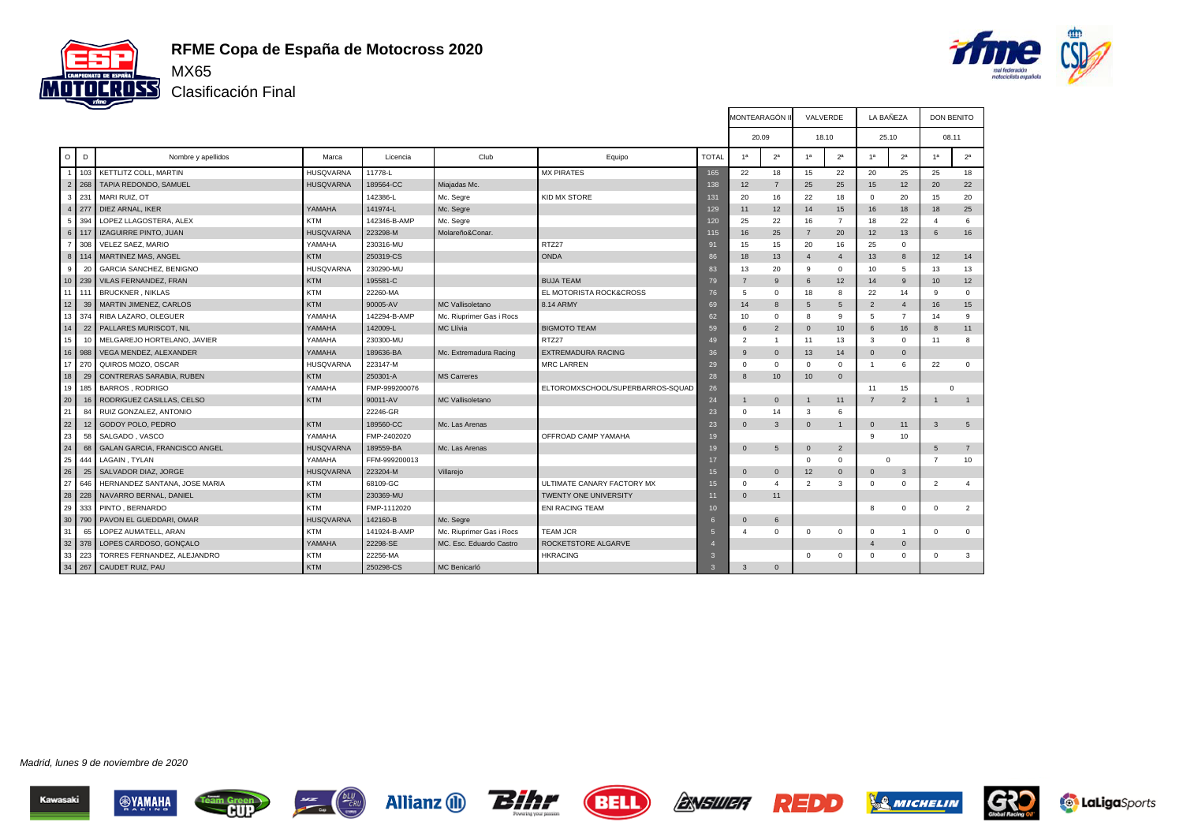# RFME Copa de España de Motocross 2020

MX65

Clasificación Final

| O | D | Nombre y apellidos | Marca | Licencia | Club | Equipo | TOTAL | MONTEARAGÓN II | | VALVERDE | | LA BAÑEZA | | DON BENITO | |
|---|---|---|---|---|---|---|---|---|---|---|---|---|---|---|---|
| | | | | | | | | 20.09 | | 18.10 | | 25.10 | | 08.11 | |
| | | | | | | | | 1ª | 2ª | 1ª | 2ª | 1ª | 2ª | 1ª | 2ª |
| 1 | 103 | KETTLITZ COLL, MARTIN | HUSQVARNA | 11778-L | | MX PIRATES | 165 | 22 | 18 | 15 | 22 | 20 | 25 | 25 | 18 |
| 2 | 268 | TAPIA REDONDO, SAMUEL | HUSQVARNA | 189564-CC | Miajadas Mc. | | 138 | 12 | 7 | 25 | 25 | 15 | 12 | 20 | 22 |
| 3 | 231 | MARI RUIZ, OT | | 142386-L | Mc. Segre | KID MX STORE | 131 | 20 | 16 | 22 | 18 | 0 | 20 | 15 | 20 |
| 4 | 277 | DIEZ ARNAL, IKER | YAMAHA | 141974-L | Mc. Segre | | 129 | 11 | 12 | 14 | 15 | 16 | 18 | 18 | 25 |
| 5 | 394 | LOPEZ LLAGOSTERA, ALEX | KTM | 142346-B-AMP | Mc. Segre | | 120 | 25 | 22 | 16 | 7 | 18 | 22 | 4 | 6 |
| 6 | 117 | IZAGUIRRE PINTO, JUAN | HUSQVARNA | 223298-M | Molareño&Conar. | | 115 | 16 | 25 | 7 | 20 | 12 | 13 | 6 | 16 |
| 7 | 308 | VELEZ SAEZ, MARIO | YAMAHA | 230316-MU | | RTZ27 | 91 | 15 | 15 | 20 | 16 | 25 | 0 | | |
| 8 | 114 | MARTINEZ MAS, ANGEL | KTM | 250319-CS | | ONDA | 86 | 18 | 13 | 4 | 4 | 13 | 8 | 12 | 14 |
| 9 | 20 | GARCIA SANCHEZ, BENIGNO | HUSQVARNA | 230290-MU | | | 83 | 13 | 20 | 9 | 0 | 10 | 5 | 13 | 13 |
| 10 | 239 | VILAS FERNANDEZ, FRAN | KTM | 195581-C | | BUJA TEAM | 79 | 7 | 9 | 6 | 12 | 14 | 9 | 10 | 12 |
| 11 | 111 | BRUCKNER , NIKLAS | KTM | 22260-MA | | EL MOTORISTA ROCK&CROSS | 76 | 5 | 0 | 18 | 8 | 22 | 14 | 9 | 0 |
| 12 | 39 | MARTIN JIMENEZ, CARLOS | KTM | 90005-AV | MC Vallisoletano | 8.14 ARMY | 69 | 14 | 8 | 5 | 5 | 2 | 4 | 16 | 15 |
| 13 | 374 | RIBA LAZARO, OLEGUER | YAMAHA | 142294-B-AMP | Mc. Riuprimer Gas i Rocs | | 62 | 10 | 0 | 8 | 9 | 5 | 7 | 14 | 9 |
| 14 | 22 | PALLARES MURISCOT, NIL | YAMAHA | 142009-L | MC Llívia | BIGMOTO TEAM | 59 | 6 | 2 | 0 | 10 | 6 | 16 | 8 | 11 |
| 15 | 10 | MELGAREJO HORTELANO, JAVIER | YAMAHA | 230300-MU | | RTZ27 | 49 | 2 | 1 | 11 | 13 | 3 | 0 | 11 | 8 |
| 16 | 988 | VEGA MENDEZ, ALEXANDER | YAMAHA | 189636-BA | Mc. Extremadura Racing | EXTREMADURA RACING | 36 | 9 | 0 | 13 | 14 | 0 | 0 | | |
| 17 | 270 | QUIROS MOZO, OSCAR | HUSQVARNA | 223147-M | | MRC LARREN | 29 | 0 | 0 | 0 | 0 | 1 | 6 | 22 | 0 |
| 18 | 29 | CONTRERAS SARABIA, RUBEN | KTM | 250301-A | MS Carreres | | 28 | 8 | 10 | 10 | 0 | | | | |
| 19 | 185 | BARROS , RODRIGO | YAMAHA | FMP-999200076 | | ELTOROMXSCHOOL/SUPERBARROS-SQUAD | 26 | | | | | 11 | 15 | 0 | |
| 20 | 16 | RODRIGUEZ CASILLAS, CELSO | KTM | 90011-AV | MC Vallisoletano | | 24 | 1 | 0 | 1 | 11 | 7 | 2 | 1 | 1 |
| 21 | 84 | RUIZ GONZALEZ, ANTONIO | | 22246-GR | | | 23 | 0 | 14 | 3 | 6 | | | | |
| 22 | 12 | GODOY POLO, PEDRO | KTM | 189560-CC | Mc. Las Arenas | | 23 | 0 | 3 | 0 | 1 | 0 | 11 | 3 | 5 |
| 23 | 58 | SALGADO , VASCO | YAMAHA | FMP-2402020 | | OFFROAD CAMP YAMAHA | 19 | | | | | 9 | 10 | | |
| 24 | 68 | GALAN GARCIA, FRANCISCO ANGEL | HUSQVARNA | 189559-BA | Mc. Las Arenas | | 19 | 0 | 5 | 0 | 2 | | | 5 | 7 |
| 25 | 444 | LAGAIN , TYLAN | YAMAHA | FFM-999200013 | | | 17 | | | 0 | 0 | 0 | | 7 | 10 |
| 26 | 25 | SALVADOR DIAZ, JORGE | HUSQVARNA | 223204-M | Villarejo | | 15 | 0 | 0 | 12 | 0 | 0 | 3 | | |
| 27 | 646 | HERNANDEZ SANTANA, JOSE MARIA | KTM | 68109-GC | | ULTIMATE CANARY FACTORY MX | 15 | 0 | 4 | 2 | 3 | 0 | 0 | 2 | 4 |
| 28 | 228 | NAVARRO BERNAL, DANIEL | KTM | 230369-MU | | TWENTY ONE UNIVERSITY | 11 | 0 | 11 | | | | | | |
| 29 | 333 | PINTO , BERNARDO | KTM | FMP-1112020 | | ENI RACING TEAM | 10 | | | | | 8 | 0 | 0 | 2 |
| 30 | 790 | PAVON EL GUEDDARI, OMAR | HUSQVARNA | 142160-B | Mc. Segre | | 6 | 0 | 6 | | | | | | |
| 31 | 65 | LOPEZ AUMATELL, ARAN | KTM | 141924-B-AMP | Mc. Riuprimer Gas i Rocs | TEAM JCR | 5 | 4 | 0 | 0 | 0 | 0 | 1 | 0 | 0 |
| 32 | 378 | LOPES CARDOSO, GONÇALO | YAMAHA | 22298-SE | MC. Esc. Eduardo Castro | ROCKETSTORE ALGARVE | 4 | | | | | 4 | 0 | | |
| 33 | 223 | TORRES FERNANDEZ, ALEJANDRO | KTM | 22256-MA | | HKRACING | 3 | | | 0 | 0 | 0 | 0 | 0 | 3 |
| 34 | 267 | CAUDET RUIZ, PAU | KTM | 250298-CS | MC Benicarló | | 3 | 3 | 0 | | | | | | |

*Madrid, lunes 9 de noviembre de 2020*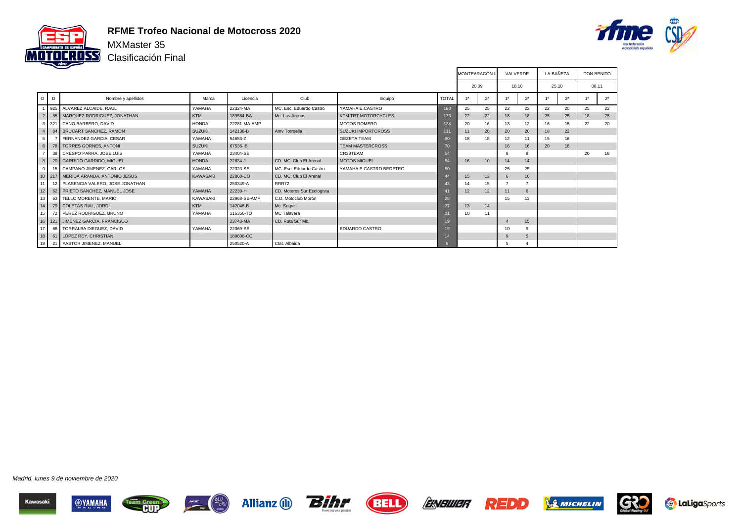# RFME Trofeo Nacional de Motocross 2020

## MXMaster 35

## Clasificación Final

| O | D | Nombre y apellidos | Marca | Licencia | Club | Equipo | TOTAL | MONTEARAGÓN II 20.09 | | VALVERDE 18.10 | | LA BAÑEZA 25.10 | | DON BENITO 08.11 | |
|---|---|---|---|---|---|---|---|---|---|---|---|---|---|---|---|
| | | | | | | | | 1ª | 2ª | 1ª | 2ª | 1ª | 2ª | 1ª | 2ª |
| 1 | 925 | ALVAREZ ALCAIDE, RAUL | YAMAHA | 22324-MA | MC. Esc. Eduardo Castro | YAMAHA E.CASTRO | 183 | 25 | 25 | 22 | 22 | 22 | 20 | 25 | 22 |
| 2 | 85 | MARQUEZ RODRIGUEZ, JONATHAN | KTM | 189584-BA | Mc. Las Arenas | KTM TRT MOTORCYCLES | 173 | 22 | 22 | 18 | 18 | 25 | 25 | 18 | 25 |
| 3 | 321 | CANO BARBERO, DAVID | HONDA | 22281-MA-AMP | | MOTOS ROMERO | 134 | 20 | 16 | 13 | 12 | 16 | 15 | 22 | 20 |
| 4 | 84 | BRUCART SANCHEZ, RAMON | SUZUKI | 142138-B | Amv Torroella | SUZUKI IMPORTCROSS | 111 | 11 | 20 | 20 | 20 | 18 | 22 | | |
| 5 | 7 | FERNANDEZ GARCIA, CESAR | YAMAHA | 54653-Z | | GEZETA TEAM | 90 | 18 | 18 | 12 | 11 | 15 | 16 | | |
| 6 | 78 | TORRES GORNES, ANTONI | SUZUKI | 67536-IB | | TEAM MASTERCROSS | 70 | | | 16 | 16 | 20 | 18 | | |
| 7 | 38 | CRESPO PARRA, JOSE LUIS | YAMAHA | 23404-SE | | CR38TEAM | 54 | | | 8 | 8 | | | 20 | 18 |
| 8 | 20 | GARRIDO GARRIDO, MIGUEL | HONDA | 22634-J | CD. MC. Club El Arenal | MOTOS MIGUEL | 54 | 16 | 10 | 14 | 14 | | | | |
| 9 | 15 | CAMPANO JIMENEZ, CARLOS | YAMAHA | 22323-SE | MC. Esc. Eduardo Castro | YAMAHA E.CASTRO BEDETEC | 50 | | | 25 | 25 | | | | |
| 10 | 217 | MERIDA ARANDA, ANTONIO JESUS | KAWASAKI | 22860-CO | CD. MC. Club El Arenal | | 44 | 15 | 13 | 6 | 10 | | | | |
| 11 | 12 | PLASENCIA VALERO, JOSE JONATHAN | | 250349-A | RRR72 | | 43 | 14 | 15 | 7 | 7 | | | | |
| 12 | 62 | PRIETO SANCHEZ, MANUEL JOSE | YAMAHA | 22239-H | CD. Moteros Sur Ecologista | | 41 | 12 | 12 | 11 | 6 | | | | |
| 13 | 63 | TELLO MORENTE, MARIO | KAWASAKI | 22968-SE-AMP | C.D. Motoclub Morón | | 28 | | | 15 | 13 | | | | |
| 14 | 79 | COLETAS RIAL, JORDI | KTM | 142046-B | Mc. Segre | | 27 | 13 | 14 | | | | | | |
| 15 | 72 | PEREZ RODRIGUEZ, BRUNO | YAMAHA | 116356-TO | MC Talavera | | 21 | 10 | 11 | | | | | | |
| 16 | 121 | JIMENEZ GARCIA, FRANCISCO | | 23743-MA | CD. Ruta Sur Mc. | | 19 | | | 4 | 15 | | | | |
| 17 | 68 | TORRALBA DIEGUEZ, DAVID | YAMAHA | 22369-SE | | EDUARDO CASTRO | 19 | | | 10 | 9 | | | | |
| 18 | 61 | LOPEZ REY, CHRISTIAN | | 189608-CC | | | 14 | | | 9 | 5 | | | | |
| 19 | 21 | PASTOR JIMENEZ, MANUEL | | 250520-A | Ctat. Albaida | | 9 | | | 5 | 4 | | | | |

*Madrid, lunes 9 de noviembre de 2020*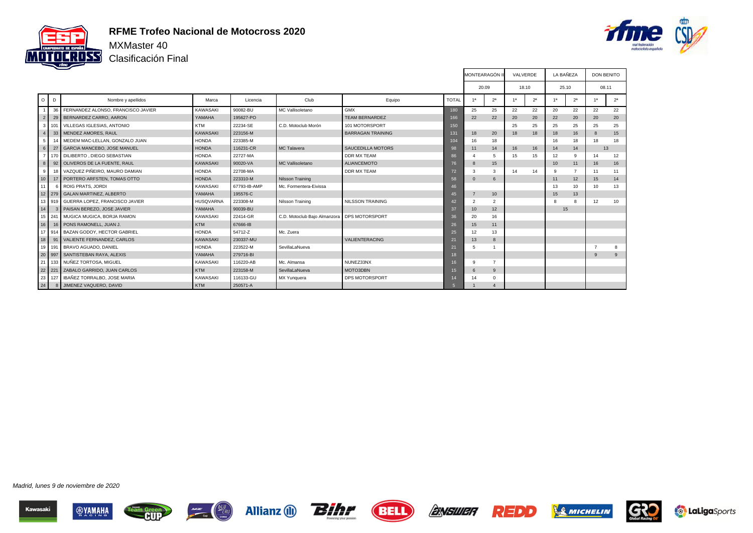# RFME Trofeo Nacional de Motocross 2020

## MXMaster 40

## Clasificación Final

| O | D | Nombre y apellidos | Marca | Licencia | Club | Equipo | TOTAL | MONTEARAGÓN II 20.09 | | VALVERDE 18.10 | | LA BAÑEZA 25.10 | | DON BENITO 08.11 | |
|---|---|---|---|---|---|---|---|---|---|---|---|---|---|---|---|
| | | | | | | | | 1ª | 2ª | 1ª | 2ª | 1ª | 2ª | 1ª | 2ª |
| 1 | 36 | FERNANDEZ ALONSO, FRANCISCO JAVIER | KAWASAKI | 90082-BU | MC Vallisoletano | GMX | 180 | 25 | 25 | 22 | 22 | 20 | 22 | 22 | 22 |
| 2 | 29 | BERNARDEZ CARRO, AARON | YAMAHA | 195627-PO | | TEAM BERNARDEZ | 166 | 22 | 22 | 20 | 20 | 22 | 20 | 20 | 20 |
| 3 | 101 | VILLEGAS IGLESIAS, ANTONIO | KTM | 22234-SE | C.D. Motoclub Morón | 101 MOTORSPORT | 150 | | | 25 | 25 | 25 | 25 | 25 | 25 |
| 4 | 33 | MENDEZ AMORES, RAUL | KAWASAKI | 223156-M | | BARRAGAN TRAINING | 131 | 18 | 20 | 18 | 18 | 18 | 16 | 8 | 15 |
| 5 | 14 | MEDEM MAC-LELLAN, GONZALO JUAN | HONDA | 223385-M | | | 104 | 16 | 18 | | | 16 | 18 | 18 | 18 |
| 6 | 27 | GARCIA MANCEBO, JOSE MANUEL | HONDA | 116231-CR | MC Talavera | SAUCEDILLA MOTORS | 98 | 11 | 14 | 16 | 16 | 14 | 14 | 13 | |
| 7 | 170 | DILIBERTO , DIEGO SEBASTIAN | HONDA | 22727-MA | | DDR MX TEAM | 86 | 4 | 5 | 15 | 15 | 12 | 9 | 14 | 12 |
| 8 | 92 | OLIVEROS DE LA FUENTE, RAUL | KAWASAKI | 90020-VA | MC Vallisoletano | ALIANCEMOTO | 76 | 8 | 15 | | | 10 | 11 | 16 | 16 |
| 9 | 18 | VAZQUEZ PIÑEIRO, MAURO DAMIAN | HONDA | 22708-MA | | DDR MX TEAM | 72 | 3 | 3 | 14 | 14 | 9 | 7 | 11 | 11 |
| 10 | 17 | PORTERO ARFSTEN, TOMAS OTTO | HONDA | 223310-M | Nilsson Training | | 58 | 0 | 6 | | | 11 | 12 | 15 | 14 |
| 11 | 6 | ROIG PRATS, JORDI | KAWASAKI | 67793-IB-AMP | Mc. Formentera-Eivissa | | 46 | | | | | 13 | 10 | 10 | 13 |
| 12 | 279 | GALAN MARTINEZ, ALBERTO | YAMAHA | 195576-C | | | 45 | 7 | 10 | | | 15 | 13 | | |
| 13 | 919 | GUERRA LOPEZ, FRANCISCO JAVIER | HUSQVARNA | 223308-M | Nilsson Training | NILSSON TRAINING | 42 | 2 | 2 | | | 8 | 8 | 12 | 10 |
| 14 | 3 | PAISAN BEREZO, JOSE JAVIER | YAMAHA | 90039-BU | | | 37 | 10 | 12 | | | 15 | | | |
| 15 | 241 | MUGICA MUGICA, BORJA RAMON | KAWASAKI | 22414-GR | C.D. Motoclub Bajo Almanzora | DPS MOTORSPORT | 36 | 20 | 16 | | | | | | |
| 16 | 16 | PONS RAMONELL, JUAN J. | KTM | 67666-IB | | | 26 | 15 | 11 | | | | | | |
| 17 | 914 | BAZAN GODOY, HECTOR GABRIEL | HONDA | 54712-Z | Mc. Zuera | | 25 | 12 | 13 | | | | | | |
| 18 | 91 | VALIENTE FERNANDEZ, CARLOS | KAWASAKI | 230337-MU | | VALIENTERACING | 21 | 13 | 8 | | | | | | |
| 19 | 191 | BRAVO AGUADO, DANIEL | HONDA | 223522-M | SevillaLaNueva | | 21 | 5 | 1 | | | | | 7 | 8 |
| 20 | 997 | SANTISTEBAN RAYA, ALEXIS | YAMAHA | 279716-BI | | | 18 | | | | | | | 9 | 9 |
| 21 | 133 | NUÑEZ TORTOSA, MIGUEL | KAWASAKI | 116220-AB | Mc. Almansa | NUNEZ33NX | 16 | 9 | 7 | | | | | | |
| 22 | 221 | ZABALO GARRIDO, JUAN CARLOS | KTM | 223158-M | SevillaLaNueva | MOTO3DBN | 15 | 6 | 9 | | | | | | |
| 23 | 127 | IBAÑEZ TORRALBO, JOSE MARIA | KAWASAKI | 116133-GU | MX Yunquera | DPS MOTORSPORT | 14 | 14 | 0 | | | | | | |
| 24 | 8 | JIMENEZ VAQUERO, DAVID | KTM | 250571-A | | | 5 | 1 | 4 | | | | | | |

*Madrid, lunes 9 de noviembre de 2020*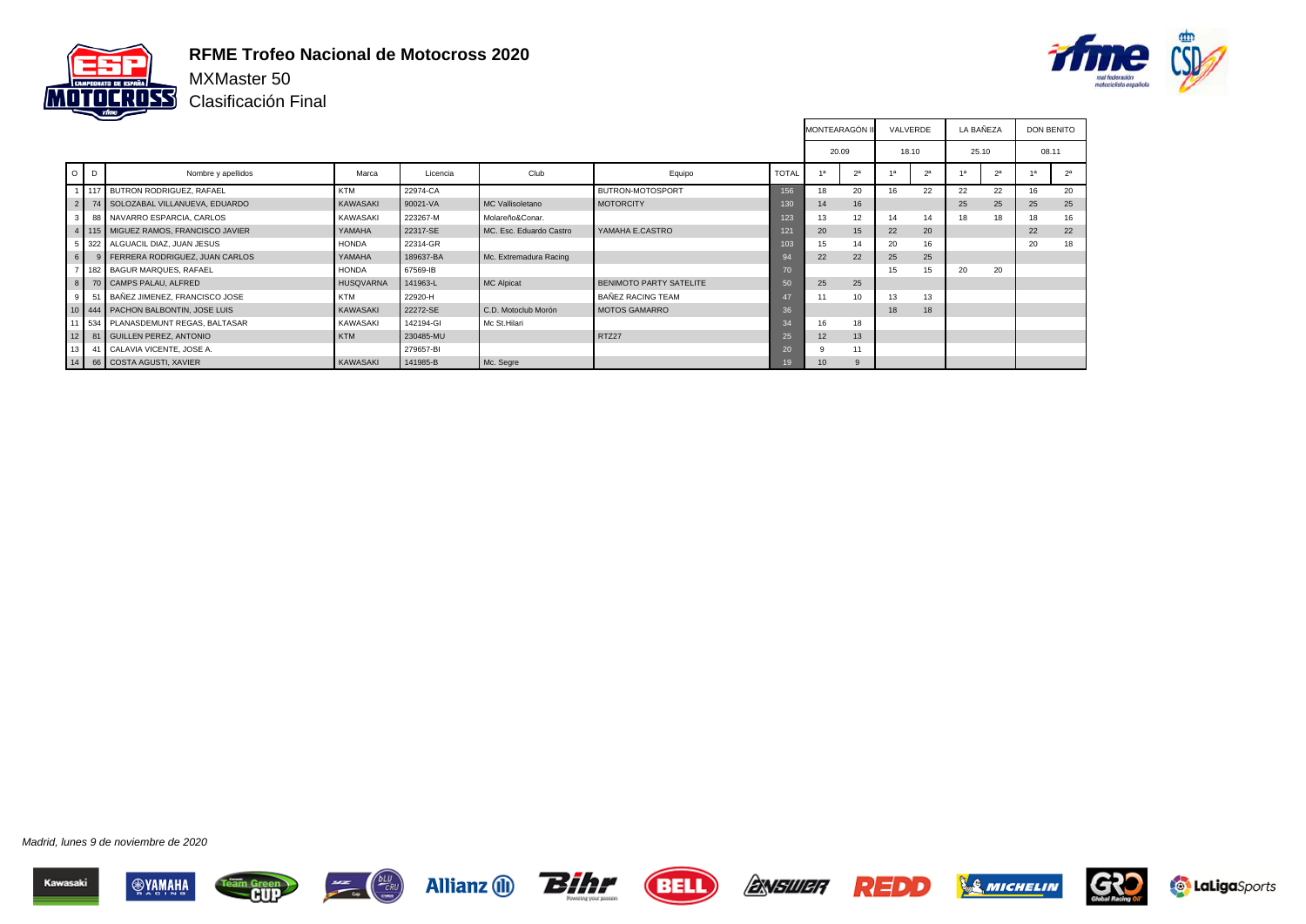# RFME Trofeo Nacional de Motocross 2020

MXMaster 50

Clasificación Final

| | | | | | | | | MONTEARAGÓN II | | VALVERDE | | LA BAÑEZA | | DON BENITO | |
|---|---|---|---|---|---|---|---|---|---|---|---|---|---|---|---|
| | | | | | | | | 20.09 | | 18.10 | | 25.10 | | 08.11 | |
| O | D | Nombre y apellidos | Marca | Licencia | Club | Equipo | TOTAL | 1ª | 2ª | 1ª | 2ª | 1ª | 2ª | 1ª | 2ª |
| 1 | 117 | BUTRON RODRIGUEZ, RAFAEL | KTM | 22974-CA | | BUTRON-MOTOSPORT | 156 | 18 | 20 | 16 | 22 | 22 | 22 | 16 | 20 |
| 2 | 74 | SOLOZABAL VILLANUEVA, EDUARDO | KAWASAKI | 90021-VA | MC Vallisoletano | MOTORCITY | 130 | 14 | 16 | | | 25 | 25 | 25 | 25 |
| 3 | 88 | NAVARRO ESPARCIA, CARLOS | KAWASAKI | 223267-M | Molareño&Conar. | | 123 | 13 | 12 | 14 | 14 | 18 | 18 | 18 | 16 |
| 4 | 115 | MIGUEZ RAMOS, FRANCISCO JAVIER | YAMAHA | 22317-SE | MC. Esc. Eduardo Castro | YAMAHA E.CASTRO | 121 | 20 | 15 | 22 | 20 | | | 22 | 22 |
| 5 | 322 | ALGUACIL DIAZ, JUAN JESUS | HONDA | 22314-GR | | | 103 | 15 | 14 | 20 | 16 | | | 20 | 18 |
| 6 | 9 | FERRERA RODRIGUEZ, JUAN CARLOS | YAMAHA | 189637-BA | Mc. Extremadura Racing | | 94 | 22 | 22 | 25 | 25 | | | | |
| 7 | 182 | BAGUR MARQUES, RAFAEL | HONDA | 67569-IB | | | 70 | | | 15 | 15 | 20 | 20 | | |
| 8 | 70 | CAMPS PALAU, ALFRED | HUSQVARNA | 141963-L | MC Alpicat | BENIMOTO PARTY SATELITE | 50 | 25 | 25 | | | | | | |
| 9 | 51 | BAÑEZ JIMENEZ, FRANCISCO JOSE | KTM | 22920-H | | BAÑEZ RACING TEAM | 47 | 11 | 10 | 13 | 13 | | | | |
| 10 | 444 | PACHON BALBONTIN, JOSE LUIS | KAWASAKI | 22272-SE | C.D. Motoclub Morón | MOTOS GAMARRO | 36 | | | 18 | 18 | | | | |
| 11 | 534 | PLANASDEMUNT REGAS, BALTASAR | KAWASAKI | 142194-GI | Mc St.Hilari | | 34 | 16 | 18 | | | | | | |
| 12 | 81 | GUILLEN PEREZ, ANTONIO | KTM | 230485-MU | | RTZ27 | 25 | 12 | 13 | | | | | | |
| 13 | 41 | CALAVIA VICENTE, JOSE A. | | 279657-BI | | | 20 | 9 | 11 | | | | | | |
| 14 | 66 | COSTA AGUSTI, XAVIER | KAWASAKI | 141985-B | Mc. Segre | | 19 | 10 | 9 | | | | | | |

*Madrid, lunes 9 de noviembre de 2020*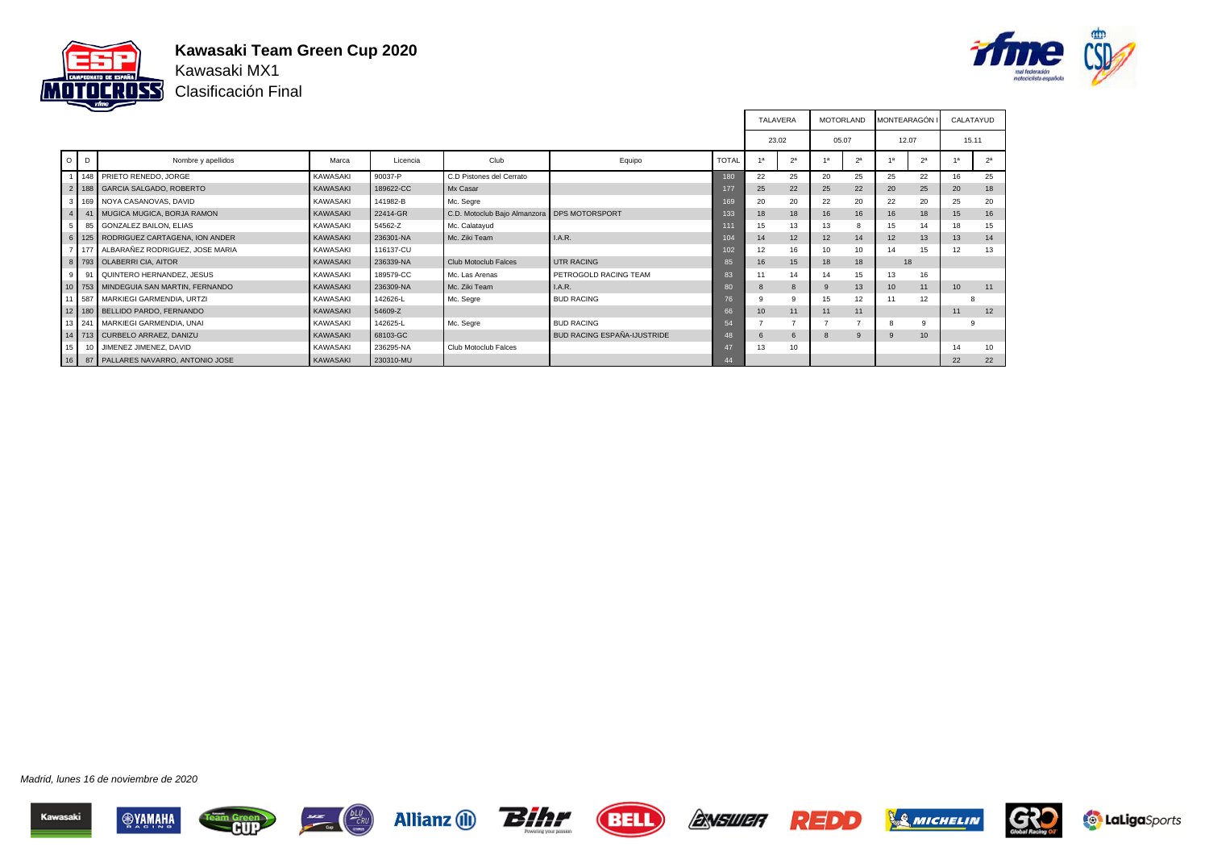# Kawasaki Team Green Cup 2020

## Kawasaki MX1

## Clasificación Final

| O | D | Nombre y apellidos | Marca | Licencia | Club | Equipo | TOTAL | TALAVERA 23.02 | | MOTORLAND 05.07 | | MONTEARAGÓN I 12.07 | | CALATAYUD 15.11 | |
|---|---|---|---|---|---|---|---|---|---|---|---|---|---|---|---|
| | | | | | | | | 1ª | 2ª | 1ª | 2ª | 1ª | 2ª | 1ª | 2ª |
| 1 | 148 | PRIETO RENEDO, JORGE | KAWASAKI | 90037-P | C.D Pistones del Cerrato | | 180 | 22 | 25 | 20 | 25 | 25 | 22 | 16 | 25 |
| 2 | 188 | GARCIA SALGADO, ROBERTO | KAWASAKI | 189622-CC | Mx Casar | | 177 | 25 | 22 | 25 | 22 | 20 | 25 | 20 | 18 |
| 3 | 169 | NOYA CASANOVAS, DAVID | KAWASAKI | 141982-B | Mc. Segre | | 169 | 20 | 20 | 22 | 20 | 22 | 20 | 25 | 20 |
| 4 | 41 | MUGICA MUGICA, BORJA RAMON | KAWASAKI | 22414-GR | C.D. Motoclub Bajo Almanzora | DPS MOTORSPORT | 133 | 18 | 18 | 16 | 16 | 16 | 18 | 15 | 16 |
| 5 | 85 | GONZALEZ BAILON, ELIAS | KAWASAKI | 54562-Z | Mc. Calatayud | | 111 | 15 | 13 | 13 | 8 | 15 | 14 | 18 | 15 |
| 6 | 125 | RODRIGUEZ CARTAGENA, ION ANDER | KAWASAKI | 236301-NA | Mc. Ziki Team | I.A.R. | 104 | 14 | 12 | 12 | 14 | 12 | 13 | 13 | 14 |
| 7 | 177 | ALBARAÑEZ RODRIGUEZ, JOSE MARIA | KAWASAKI | 116137-CU | | | 102 | 12 | 16 | 10 | 10 | 14 | 15 | 12 | 13 |
| 8 | 793 | OLABERRI CIA, AITOR | KAWASAKI | 236339-NA | Club Motoclub Falces | UTR RACING | 85 | 16 | 15 | 18 | 18 | 18 | | | |
| 9 | 91 | QUINTERO HERNANDEZ, JESUS | KAWASAKI | 189579-CC | Mc. Las Arenas | PETROGOLD RACING TEAM | 83 | 11 | 14 | 14 | 15 | 13 | 16 | | |
| 10 | 753 | MINDEGUIA SAN MARTIN, FERNANDO | KAWASAKI | 236309-NA | Mc. Ziki Team | I.A.R. | 80 | 8 | 8 | 9 | 13 | 10 | 11 | 10 | 11 |
| 11 | 587 | MARKIEGI GARMENDIA, URTZI | KAWASAKI | 142626-L | Mc. Segre | BUD RACING | 76 | 9 | 9 | 15 | 12 | 11 | 12 | 8 | |
| 12 | 180 | BELLIDO PARDO, FERNANDO | KAWASAKI | 54609-Z | | | 66 | 10 | 11 | 11 | 11 | | | 11 | 12 |
| 13 | 241 | MARKIEGI GARMENDIA, UNAI | KAWASAKI | 142625-L | Mc. Segre | BUD RACING | 54 | 7 | 7 | 7 | 7 | 8 | 9 | 9 | |
| 14 | 713 | CURBELO ARRAEZ, DANIZU | KAWASAKI | 68103-GC | | BUD RACING ESPAÑA-IJUSTRIDE | 48 | 6 | 6 | 8 | 9 | 9 | 10 | | |
| 15 | 10 | JIMENEZ JIMENEZ, DAVID | KAWASAKI | 236295-NA | Club Motoclub Falces | | 47 | 13 | 10 | | | | | 14 | 10 |
| 16 | 87 | PALLARES NAVARRO, ANTONIO JOSE | KAWASAKI | 230310-MU | | | 44 | | | | | | | 22 | 22 |

*Madrid, lunes 16 de noviembre de 2020*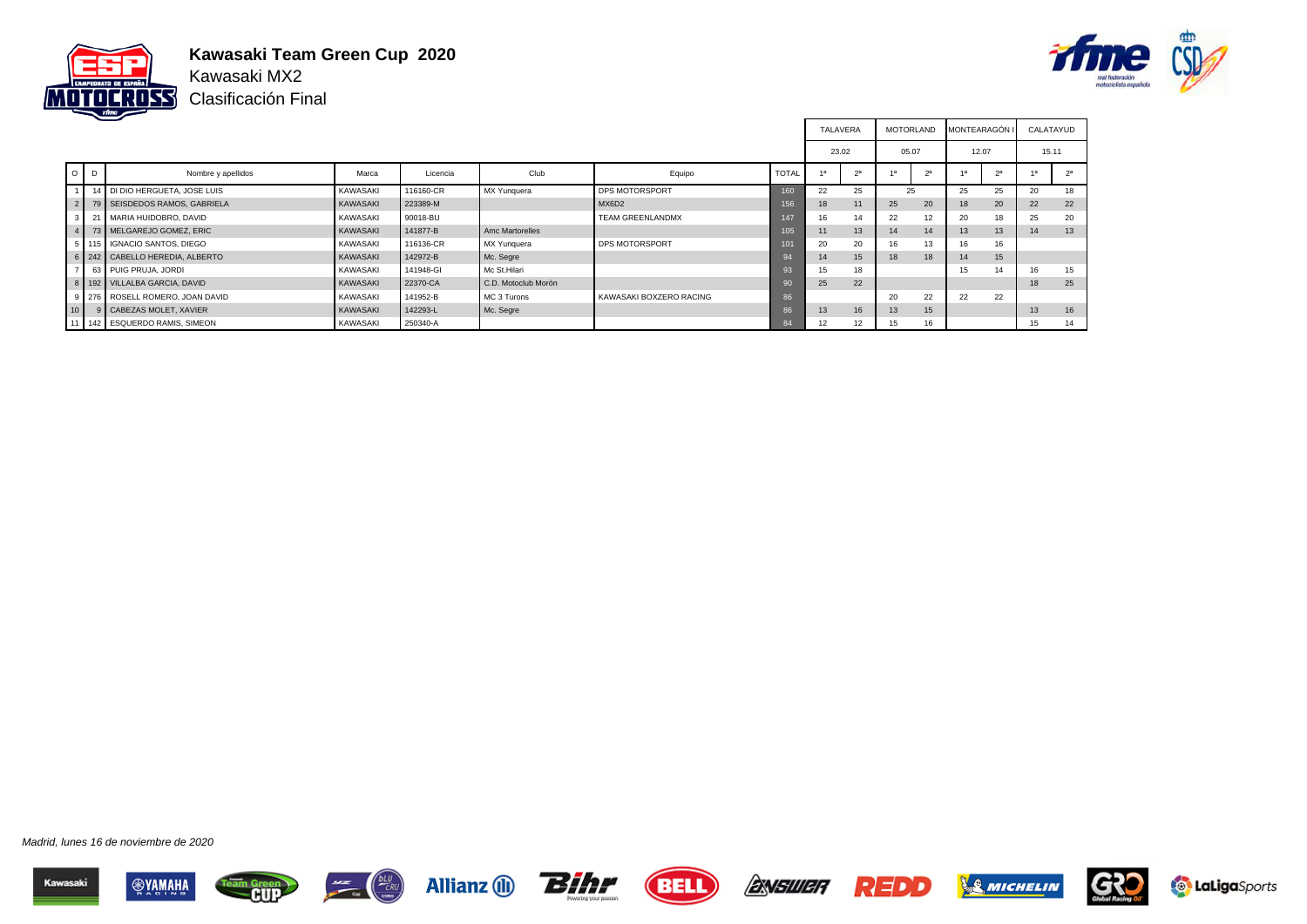# Kawasaki Team Green Cup 2020

Kawasaki MX2

Clasificación Final

| O | D | Nombre y apellidos | Marca | Licencia | Club | Equipo | TOTAL | TALAVERA 23.02 | | MOTORLAND 05.07 | | MONTEARAGÓN I 12.07 | | CALATAYUD 15.11 | |
|---|---|---|---|---|---|---|---|---|---|---|---|---|---|---|---|
| | | | | | | | | 1ª | 2ª | 1ª | 2ª | 1ª | 2ª | 1ª | 2ª |
| 1 | 14 | DI DIO HERGUETA, JOSE LUIS | KAWASAKI | 116160-CR | MX Yunquera | DPS MOTORSPORT | 160 | 22 | 25 | 25 | | 25 | 25 | 20 | 18 |
| 2 | 79 | SEISDEDOS RAMOS, GABRIELA | KAWASAKI | 223389-M | | MX6D2 | 156 | 18 | 11 | 25 | 20 | 18 | 20 | 22 | 22 |
| 3 | 21 | MARIA HUIDOBRO, DAVID | KAWASAKI | 90018-BU | | TEAM GREENLANDMX | 147 | 16 | 14 | 22 | 12 | 20 | 18 | 25 | 20 |
| 4 | 73 | MELGAREJO GOMEZ, ERIC | KAWASAKI | 141877-B | Amc Martorelles | | 105 | 11 | 13 | 14 | 14 | 13 | 13 | 14 | 13 |
| 5 | 115 | IGNACIO SANTOS, DIEGO | KAWASAKI | 116136-CR | MX Yunquera | DPS MOTORSPORT | 101 | 20 | 20 | 16 | 13 | 16 | 16 | | |
| 6 | 242 | CABELLO HEREDIA, ALBERTO | KAWASAKI | 142972-B | Mc. Segre | | 94 | 14 | 15 | 18 | 18 | 14 | 15 | | |
| 7 | 63 | PUIG PRUJA, JORDI | KAWASAKI | 141948-GI | Mc St.Hilari | | 93 | 15 | 18 | | | 15 | 14 | 16 | 15 |
| 8 | 192 | VILLALBA GARCIA, DAVID | KAWASAKI | 22370-CA | C.D. Motoclub Morón | | 90 | 25 | 22 | | | | | 18 | 25 |
| 9 | 276 | ROSELL ROMERO, JOAN DAVID | KAWASAKI | 141952-B | MC 3 Turons | KAWASAKI BOXZERO RACING | 86 | | | 20 | 22 | 22 | 22 | | |
| 10 | 9 | CABEZAS MOLET, XAVIER | KAWASAKI | 142293-L | Mc. Segre | | 86 | 13 | 16 | 13 | 15 | | | 13 | 16 |
| 11 | 142 | ESQUERDO RAMIS, SIMEON | KAWASAKI | 250340-A | | | 84 | 12 | 12 | 15 | 16 | | | 15 | 14 |

*Madrid, lunes 16 de noviembre de 2020*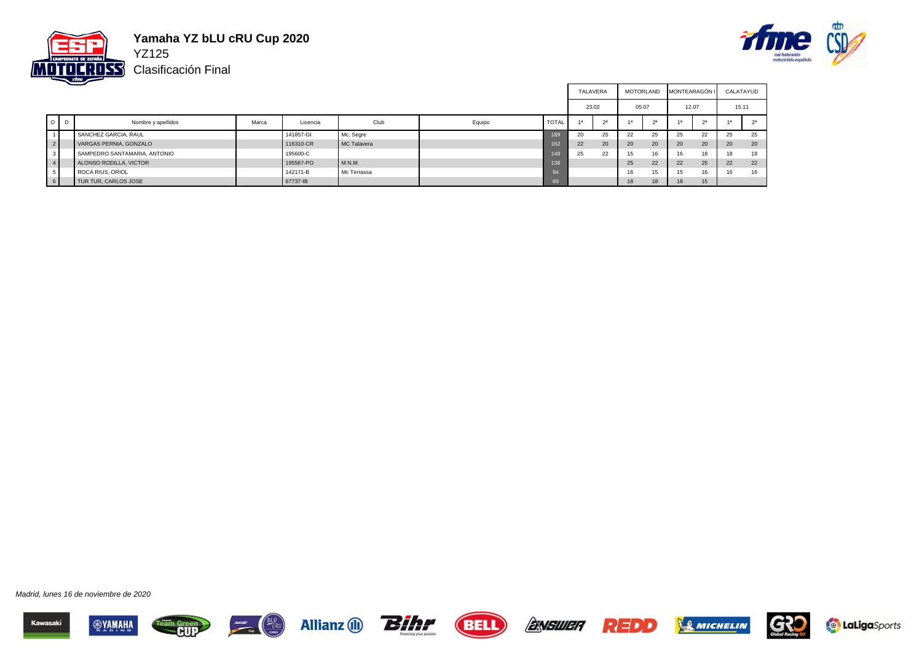# Yamaha YZ bLU cRU Cup 2020

## YZ125

### Clasificación Final

| O | D | Nombre y apellidos | Marca | Licencia | Club | Equipo | TOTAL | TALAVERA 23.02 1ª | TALAVERA 23.02 2ª | MOTORLAND 05.07 1ª | MOTORLAND 05.07 2ª | MONTEARAGÓN I 12.07 1ª | MONTEARAGÓN I 12.07 2ª | CALATAYUD 15.11 1ª | CALATAYUD 15.11 2ª |
|---|---|---|---|---|---|---|---|---|---|---|---|---|---|---|---|
| 1 | | SANCHEZ GARCIA, RAUL | | 141857-GI | Mc. Segre | | 189 | 20 | 25 | 22 | 25 | 25 | 22 | 25 | 25 |
| 2 | | VARGAS PERNIA, GONZALO | | 116310-CR | MC Talavera | | 162 | 22 | 20 | 20 | 20 | 20 | 20 | 20 | 20 |
| 3 | | SAMPEDRO SANTAMARIA, ANTONIO | | 195600-C | | | 148 | 25 | 22 | 15 | 16 | 16 | 18 | 18 | 18 |
| 4 | | ALONSO RODILLA, VICTOR | | 195567-PO | M.N.M. | | 138 | | | 25 | 22 | 22 | 25 | 22 | 22 |
| 5 | | ROCA RIUS, ORIOL | | 142171-B | Mc Terrassa | | 94 | | | 16 | 15 | 15 | 16 | 16 | 16 |
| 6 | | TUR TUR, CARLOS JOSE | | 67737-IB | | | 69 | | | 18 | 18 | 18 | 15 | | |

*Madrid, lunes 16 de noviembre de 2020*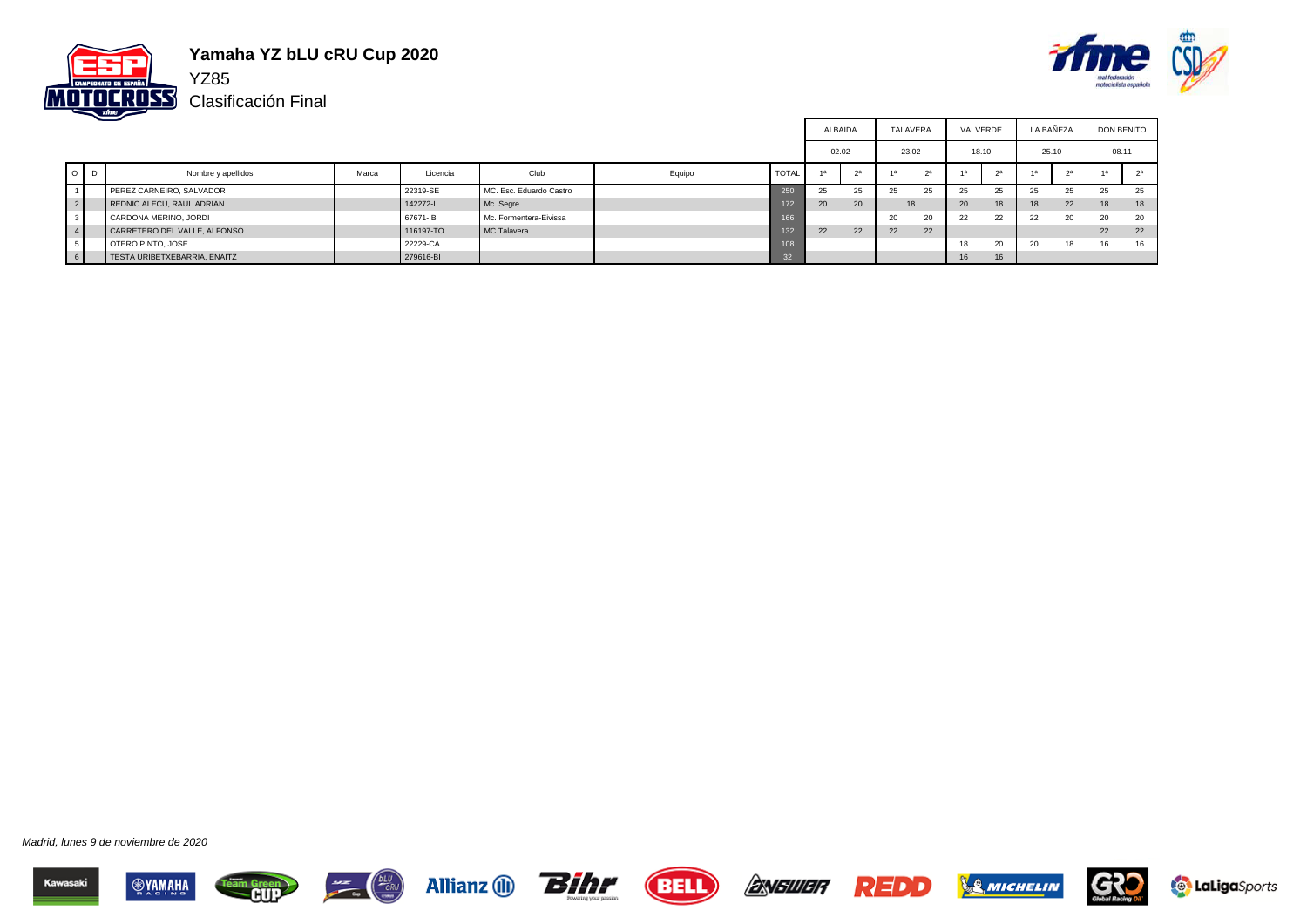# Yamaha YZ bLU cRU Cup 2020

YZ85

Clasificación Final

| O | D | Nombre y apellidos | Marca | Licencia | Club | Equipo | TOTAL | ALBAIDA 02.02 1ª | 2ª | TALAVERA 23.02 1ª | 2ª | VALVERDE 18.10 1ª | 2ª | LA BAÑEZA 25.10 1ª | 2ª | DON BENITO 08.11 1ª | 2ª |
|---|---|---|---|---|---|---|---|---|---|---|---|---|---|---|---|---|---|
| 1 | | PEREZ CARNEIRO, SALVADOR | | 22319-SE | MC. Esc. Eduardo Castro | | 250 | 25 | 25 | 25 | 25 | 25 | 25 | 25 | 25 | 25 | 25 |
| 2 | | REDNIC ALECU, RAUL ADRIAN | | 142272-L | Mc. Segre | | 172 | 20 | 20 | 18 | | 20 | 18 | 18 | 22 | 18 | 18 |
| 3 | | CARDONA MERINO, JORDI | | 67671-IB | Mc. Formentera-Eivissa | | 166 | | | 20 | 20 | 22 | 22 | 22 | 20 | 20 | 20 |
| 4 | | CARRETERO DEL VALLE, ALFONSO | | 116197-TO | MC Talavera | | 132 | 22 | 22 | 22 | 22 | | | | | 22 | 22 |
| 5 | | OTERO PINTO, JOSE | | 22229-CA | | | 108 | | | | | 18 | 20 | 20 | 18 | 16 | 16 |
| 6 | | TESTA URIBETXEBARRIA, ENAITZ | | 279616-BI | | | 32 | | | | | 16 | 16 | | | | |

*Madrid, lunes 9 de noviembre de 2020*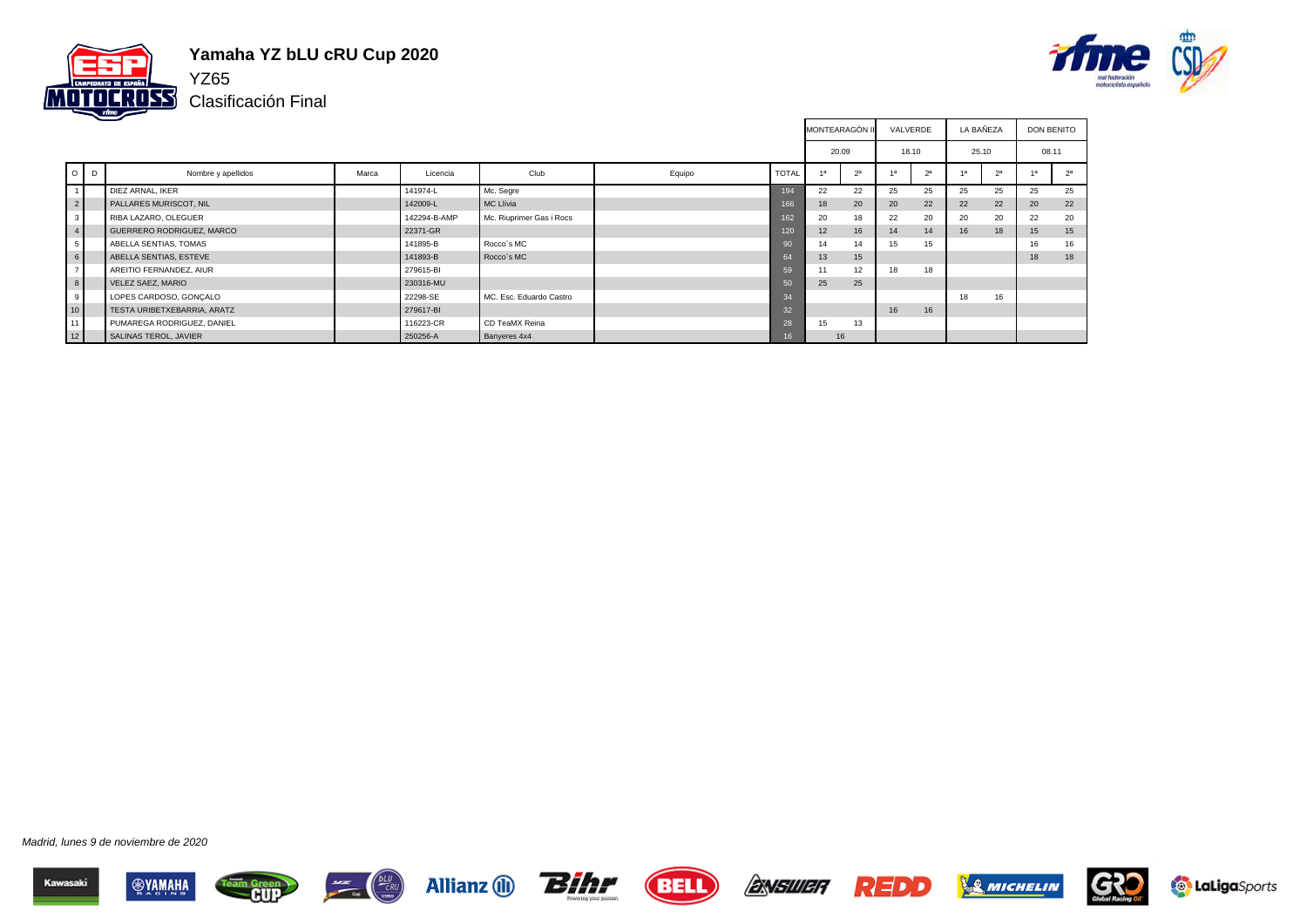# Yamaha YZ bLU cRU Cup 2020

YZ65

Clasificación Final

| | | | | | | | | MONTEARAGÓN II | | VALVERDE | | LA BAÑEZA | | DON BENITO | |
|---|---|---|---|---|---|---|---|---|---|---|---|---|---|---|---|
| | | | | | | | | 20.09 | | 18.10 | | 25.10 | | 08.11 | |
| O | D | Nombre y apellidos | Marca | Licencia | Club | Equipo | TOTAL | 1ª | 2ª | 1ª | 2ª | 1ª | 2ª | 1ª | 2ª |
| 1 | | DIEZ ARNAL, IKER | | 141974-L | Mc. Segre | | 194 | 22 | 22 | 25 | 25 | 25 | 25 | 25 | 25 |
| 2 | | PALLARES MURISCOT, NIL | | 142009-L | MC Llívia | | 166 | 18 | 20 | 20 | 22 | 22 | 22 | 20 | 22 |
| 3 | | RIBA LAZARO, OLEGUER | | 142294-B-AMP | Mc. Riuprimer Gas i Rocs | | 162 | 20 | 18 | 22 | 20 | 20 | 20 | 22 | 20 |
| 4 | | GUERRERO RODRIGUEZ, MARCO | | 22371-GR | | | 120 | 12 | 16 | 14 | 14 | 16 | 18 | 15 | 15 |
| 5 | | ABELLA SENTIAS, TOMAS | | 141895-B | Rocco´s MC | | 90 | 14 | 14 | 15 | 15 | | | 16 | 16 |
| 6 | | ABELLA SENTIAS, ESTEVE | | 141893-B | Rocco´s MC | | 64 | 13 | 15 | | | | | 18 | 18 |
| 7 | | AREITIO FERNANDEZ, AIUR | | 279615-BI | | | 59 | 11 | 12 | 18 | 18 | | | | |
| 8 | | VELEZ SAEZ, MARIO | | 230316-MU | | | 50 | 25 | 25 | | | | | | |
| 9 | | LOPES CARDOSO, GONÇALO | | 22298-SE | MC. Esc. Eduardo Castro | | 34 | | | | | 18 | 16 | | |
| 10 | | TESTA URIBETXEBARRIA, ARATZ | | 279617-BI | | | 32 | | | 16 | 16 | | | | |
| 11 | | PUMAREGA RODRIGUEZ, DANIEL | | 116223-CR | CD TeaMX Reina | | 28 | 15 | 13 | | | | | | |
| 12 | | SALINAS TEROL, JAVIER | | 250256-A | Banyeres 4x4 | | 16 | 16 | | | | | | | |

*Madrid, lunes 9 de noviembre de 2020*